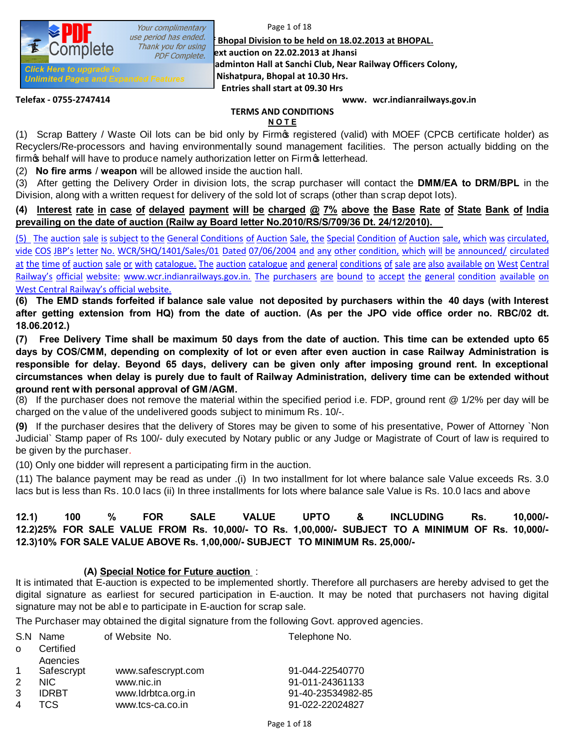Bhopal Division to be held on 18.02.2013 at BHOPAL.

ext auction on 22.02.2013 at Jhansi

adminton Hall at Sanchi Club, Near Railway Officers Colony,

Nishatpura, Bhopal at 10.30 Hrs.

Entries shall start at 09.30 Hrs

**Telefax - 0755-2747414** **www. wcr.indianrailways.gov.in**

## TERMS AND CONDITIONS

**N O T E**

(1) Scrap Battery / Waste Oil lots can be bid only by Firm's registered (valid) with MOEF (CPCB certificate holder) as Recyclers/Re-processors and having environmentally sound management facilities. The person actually bidding on the firm's behalf will have to produce namely authorization letter on Firm's letterhead.

(2) **No fire arms** / **weapon** will be allowed inside the auction hall.

(3) After getting the Delivery Order in division lots, the scrap purchaser will contact the **DMM/EA to DRM/BPL** in the Division, along with a written request for delivery of the sold lot of scraps (other than scrap depot lots).

**(4) Interest rate in case of delayed payment will be charged @ 7% above the Base Rate of State Bank of India prevailing on the date of auction (Railw ay Board letter No.2010/RS/S/709/36 Dt. 24/12/2010).**

(5) The auction sale is subject to the General Conditions of Auction Sale, the Special Condition of Auction sale, which was circulated, vide COS JBP's letter No. WCR/SHQ/1401/Sales/01 Dated 07/06/2004 and any other condition, which will be announced/ circulated at the time of auction sale or with catalogue. The auction catalogue and general conditions of sale are also available on West Central Railway's official website: www.wcr.indianrailways.gov.in. The purchasers are bound to accept the general condition available on West Central Railway's official website.

**(6) The EMD stands forfeited if balance sale value not deposited by purchasers within the 40 days (with Interest after getting extension from HQ) from the date of auction. (As per the JPO vide office order no. RBC/02 dt. 18.06.2012.)**

**(7) Free Delivery Time shall be maximum 50 days from the date of auction. This time can be extended upto 65 days by COS/CMM, depending on complexity of lot or even after even auction in case Railway Administration is responsible for delay. Beyond 65 days, delivery can be given only after imposing ground rent. In exceptional circumstances when delay is purely due to fault of Railway Administration, delivery time can be extended without ground rent with personal approval of GM /AGM.**

(8) If the purchaser does not remove the material within the specified period i.e. FDP, ground rent @ 1/2% per day will be charged on the value of the undelivered goods subject to minimum Rs. 10/-.

**(9)** If the purchaser desires that the delivery of Stores may be given to some of his presentative, Power of Attorney `Non Judicial` Stamp paper of Rs 100/- duly executed by Notary public or any Judge or Magistrate of Court of law is required to be given by the purchaser.

(10) Only one bidder will represent a participating firm in the auction.

(11) The balance payment may be read as under .(i) In two installment for lot where balance sale Value exceeds Rs. 3.0 lacs but is less than Rs. 10.0 lacs (ii) In three installments for lots where balance sale Value is Rs. 10.0 lacs and above

**12.1) 100 % FOR SALE VALUE UPTO & INCLUDING Rs. 10,000/-**
**12.2)25% FOR SALE VALUE FROM Rs. 10,000/- TO Rs. 1,00,000/- SUBJECT TO A MINIMUM OF Rs. 10,000/-**
**12.3)10% FOR SALE VALUE ABOVE Rs. 1,00,000/- SUBJECT TO MINIMUM Rs. 25,000/-**

### (A) Special Notice for Future auction :

It is intimated that E-auction is expected to be implemented shortly. Therefore all purchasers are hereby advised to get the digital signature as earliest for secured participation in E-auction. It may be noted that purchasers not having digital signature may not be able to participate in E-auction for scrap sale.

The Purchaser may obtained the digital signature from the following Govt. approved agencies.

| S.No | Name of Certified Agencies | Website No. | Telephone No. |
|---|---|---|---|
| 1 | Safescrypt | www.safescrypt.com | 91-044-22540770 |
| 2 | NIC | www.nic.in | 91-011-24361133 |
| 3 | IDRBT | www.Idrbtca.org.in | 91-40-23534982-85 |
| 4 | TCS | www.tcs-ca.co.in | 91-022-22024827 |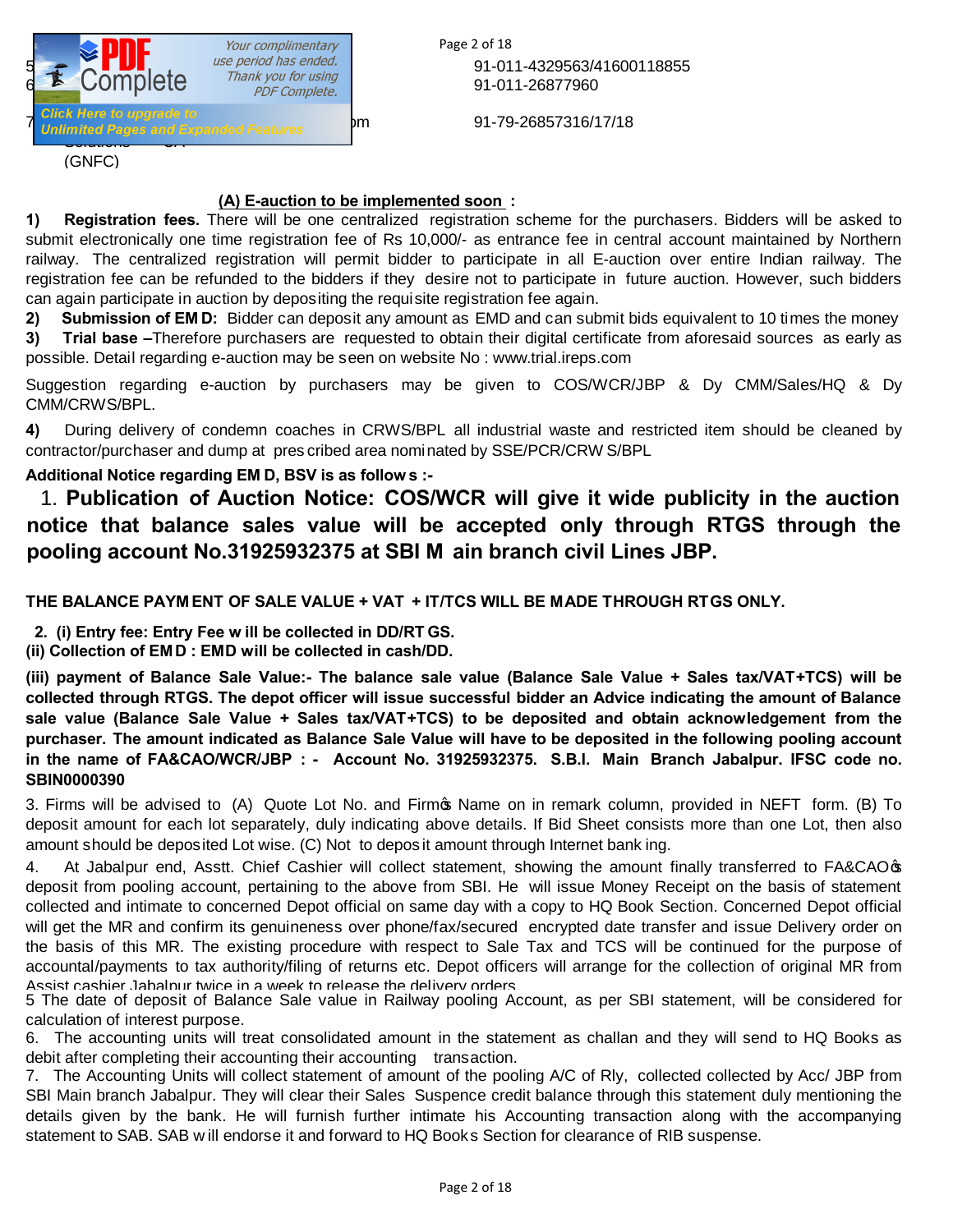| | | |
|---|---|---|
| 5 | | 91-011-4329563/41600118855 |
| 6 | | 91-011-26877960 |
| 7 | ...m | 91-79-26857316/17/18 |
| | Solutions ... (GNFC) | |

### (A) E-auction to be implemented soon :

**1) Registration fees.** There will be one centralized registration scheme for the purchasers. Bidders will be asked to submit electronically one time registration fee of Rs 10,000/- as entrance fee in central account maintained by Northern railway. The centralized registration will permit bidder to participate in all E-auction over entire Indian railway. The registration fee can be refunded to the bidders if they desire not to participate in future auction. However, such bidders can again participate in auction by depositing the requisite registration fee again.

**2) Submission of EMD:** Bidder can deposit any amount as EMD and can submit bids equivalent to 10 times the money

**3) Trial base –**Therefore purchasers are requested to obtain their digital certificate from aforesaid sources as early as possible. Detail regarding e-auction may be seen on website No : www.trial.ireps.com

Suggestion regarding e-auction by purchasers may be given to COS/WCR/JBP & Dy CMM/Sales/HQ & Dy CMM/CRWS/BPL.

**4)** During delivery of condemn coaches in CRWS/BPL all industrial waste and restricted item should be cleaned by contractor/purchaser and dump at prescribed area nominated by SSE/PCR/CRWS/BPL

**Additional Notice regarding EMD, BSV is as follows :-**

1. **Publication of Auction Notice: COS/WCR will give it wide publicity in the auction notice that balance sales value will be accepted only through RTGS through the pooling account No.31925932375 at SBI Main branch civil Lines JBP.**

**THE BALANCE PAYMENT OF SALE VALUE + VAT + IT/TCS WILL BE MADE THROUGH RTGS ONLY.**

**2. (i) Entry fee: Entry Fee will be collected in DD/RTGS.**

**(ii) Collection of EMD : EMD will be collected in cash/DD.**

**(iii) payment of Balance Sale Value:- The balance sale value (Balance Sale Value + Sales tax/VAT+TCS) will be collected through RTGS. The depot officer will issue successful bidder an Advice indicating the amount of Balance sale value (Balance Sale Value + Sales tax/VAT+TCS) to be deposited and obtain acknowledgement from the purchaser. The amount indicated as Balance Sale Value will have to be deposited in the following pooling account in the name of FA&CAO/WCR/JBP : - Account No. 31925932375. S.B.I. Main Branch Jabalpur. IFSC code no. SBIN0000390**

3. Firms will be advised to (A) Quote Lot No. and Firm's Name on in remark column, provided in NEFT form. (B) To deposit amount for each lot separately, duly indicating above details. If Bid Sheet consists more than one Lot, then also amount should be deposited Lot wise. (C) Not to deposit amount through Internet banking.

4. At Jabalpur end, Asstt. Chief Cashier will collect statement, showing the amount finally transferred to FA&CAO's deposit from pooling account, pertaining to the above from SBI. He will issue Money Receipt on the basis of statement collected and intimate to concerned Depot official on same day with a copy to HQ Book Section. Concerned Depot official will get the MR and confirm its genuineness over phone/fax/secured encrypted date transfer and issue Delivery order on the basis of this MR. The existing procedure with respect to Sale Tax and TCS will be continued for the purpose of accountal/payments to tax authority/filing of returns etc. Depot officers will arrange for the collection of original MR from Assist cashier Jabalpur twice in a week to release the delivery orders.

5 The date of deposit of Balance Sale value in Railway pooling Account, as per SBI statement, will be considered for calculation of interest purpose.

6. The accounting units will treat consolidated amount in the statement as challan and they will send to HQ Books as debit after completing their accounting their accounting transaction.

7. The Accounting Units will collect statement of amount of the pooling A/C of Rly, collected collected by Acc/ JBP from SBI Main branch Jabalpur. They will clear their Sales Suspence credit balance through this statement duly mentioning the details given by the bank. He will furnish further intimate his Accounting transaction along with the accompanying statement to SAB. SAB will endorse it and forward to HQ Books Section for clearance of RIB suspense.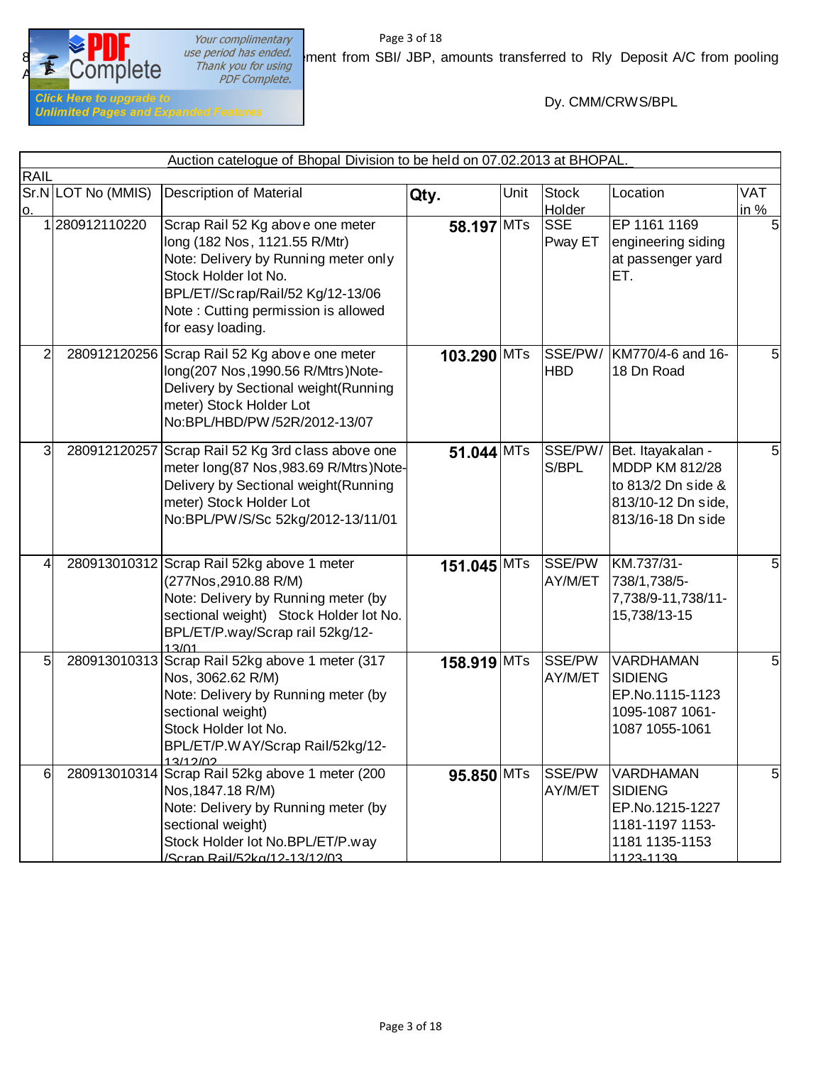8 ... ment from SBI/ JBP, amounts transferred to Rly Deposit A/C from pooling A...

Dy. CMM/CRWS/BPL

Auction catalogue of Bhopal Division to be held on 07.02.2013 at BHOPAL.

RAIL

| Sr.No. | LOT No (MMIS) | Description of Material | Qty. | Unit | Stock Holder | Location | VAT in % |
|---|---|---|---|---|---|---|---|
| 1 | 280912110220 | Scrap Rail 52 Kg above one meter long (182 Nos, 1121.55 R/Mtr) Note: Delivery by Running meter only Stock Holder lot No. BPL/ET//Scrap/Rail/52 Kg/12-13/06 Note : Cutting permission is allowed for easy loading. | **58.197** | MTs | SSE Pway ET | EP 1161 1169 engineering siding at passenger yard ET. | 5 |
| 2 | 280912120256 | Scrap Rail 52 Kg above one meter long(207 Nos,1990.56 R/Mtrs)Note- Delivery by Sectional weight(Running meter) Stock Holder Lot No:BPL/HBD/PW/52R/2012-13/07 | **103.290** | MTs | SSE/PW/ HBD | KM770/4-6 and 16-18 Dn Road | 5 |
| 3 | 280912120257 | Scrap Rail 52 Kg 3rd class above one meter long(87 Nos,983.69 R/Mtrs)Note- Delivery by Sectional weight(Running meter) Stock Holder Lot No:BPL/PW/S/Sc 52kg/2012-13/11/01 | **51.044** | MTs | SSE/PW/ S/BPL | Bet. Itayakalan - MDDP KM 812/28 to 813/2 Dn side & 813/10-12 Dn side, 813/16-18 Dn side | 5 |
| 4 | 280913010312 | Scrap Rail 52kg above 1 meter (277Nos,2910.88 R/M) Note: Delivery by Running meter (by sectional weight) Stock Holder lot No. BPL/ET/P.way/Scrap rail 52kg/12-13/01 | **151.045** | MTs | SSE/PW AY/M/ET | KM.737/31-738/1,738/5-7,738/9-11,738/11-15,738/13-15 | 5 |
| 5 | 280913010313 | Scrap Rail 52kg above 1 meter (317 Nos, 3062.62 R/M) Note: Delivery by Running meter (by sectional weight) Stock Holder lot No. BPL/ET/P.WAY/Scrap Rail/52kg/12-13/12/02 | **158.919** | MTs | SSE/PW AY/M/ET | VARDHAMAN SIDIENG EP.No.1115-1123 1095-1087 1061-1087 1055-1061 | 5 |
| 6 | 280913010314 | Scrap Rail 52kg above 1 meter (200 Nos,1847.18 R/M) Note: Delivery by Running meter (by sectional weight) Stock Holder lot No.BPL/ET/P.way /Scrap Rail/52kg/12-13/12/03 | **95.850** | MTs | SSE/PW AY/M/ET | VARDHAMAN SIDIENG EP.No.1215-1227 1181-1197 1153-1181 1135-1153 1123-1139 | 5 |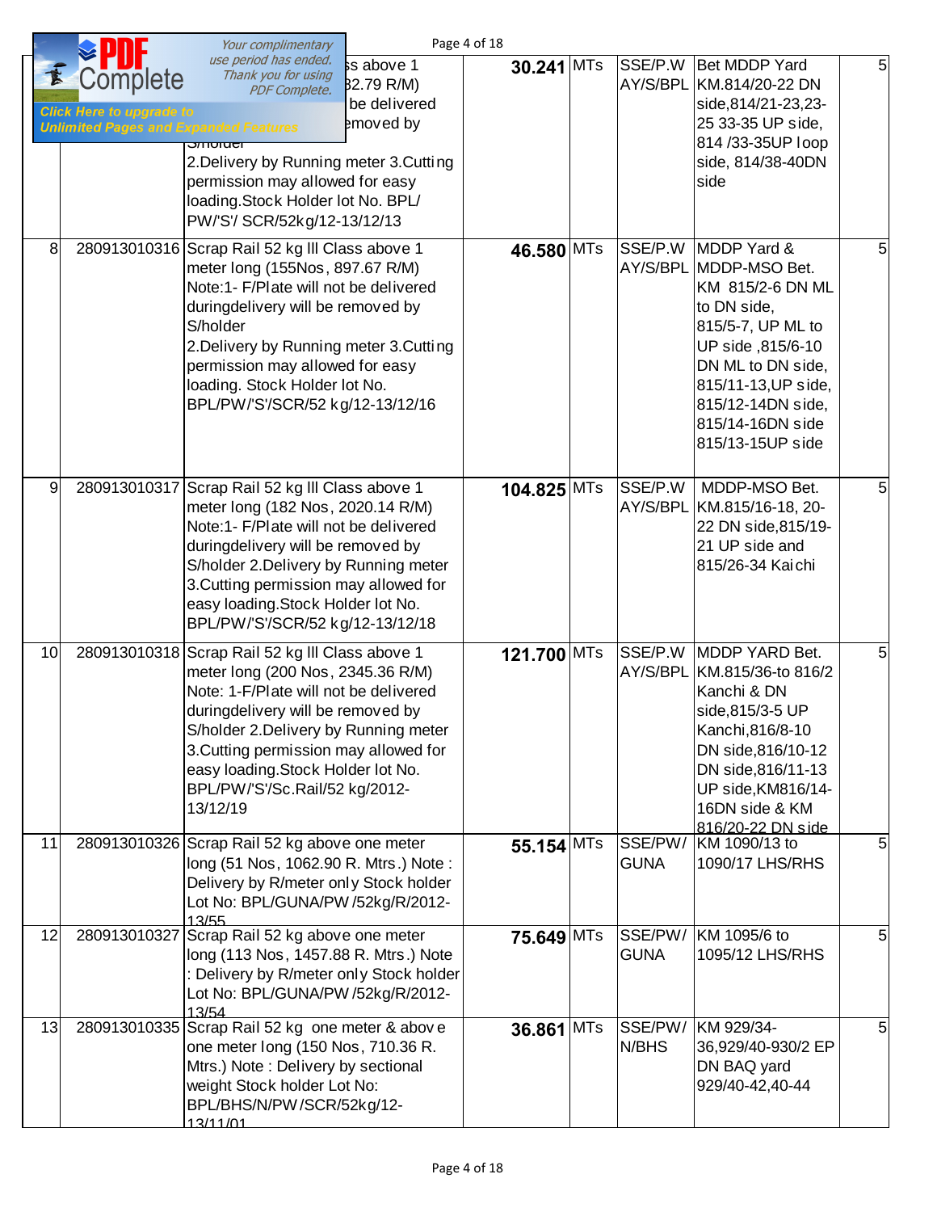| | | | | | | | |
|---|---|---|---|---|---|---|---|
| | | ...s above 1 ...32.79 R/M) ...be delivered ...emoved by S/holder 2.Delivery by Running meter 3.Cutting permission may allowed for easy loading.Stock Holder lot No. BPL/ PW/'S'/ SCR/52kg/12-13/12/13 | **30.241** | MTs | SSE/P.WAY/S/BPL | Bet MDDP Yard KM.814/20-22 DN side,814/21-23,23-25 33-35 UP side, 814 /33-35UP loop side, 814/38-40DN side | 5 |
| 8 | 280913010316 | Scrap Rail 52 kg lll Class above 1 meter long (155Nos, 897.67 R/M) Note:1- F/Plate will not be delivered duringdelivery will be removed by S/holder 2.Delivery by Running meter 3.Cutting permission may allowed for easy loading. Stock Holder lot No. BPL/PW/'S'/SCR/52 kg/12-13/12/16 | **46.580** | MTs | SSE/P.WAY/S/BPL | MDDP Yard & MDDP-MSO Bet. KM 815/2-6 DN ML to DN side, 815/5-7, UP ML to UP side ,815/6-10 DN ML to DN side, 815/11-13,UP side, 815/12-14DN side, 815/14-16DN side 815/13-15UP side | 5 |
| 9 | 280913010317 | Scrap Rail 52 kg lll Class above 1 meter long (182 Nos, 2020.14 R/M) Note:1- F/Plate will not be delivered duringdelivery will be removed by S/holder 2.Delivery by Running meter 3.Cutting permission may allowed for easy loading.Stock Holder lot No. BPL/PW/'S'/SCR/52 kg/12-13/12/18 | **104.825** | MTs | SSE/P.WAY/S/BPL | MDDP-MSO Bet. KM.815/16-18, 20-22 DN side,815/19-21 UP side and 815/26-34 Kaichi | 5 |
| 10 | 280913010318 | Scrap Rail 52 kg lll Class above 1 meter long (200 Nos, 2345.36 R/M) Note: 1-F/Plate will not be delivered duringdelivery will be removed by S/holder 2.Delivery by Running meter 3.Cutting permission may allowed for easy loading.Stock Holder lot No. BPL/PW/'S'/Sc.Rail/52 kg/2012-13/12/19 | **121.700** | MTs | SSE/P.WAY/S/BPL | MDDP YARD Bet. KM.815/36-to 816/2 Kanchi & DN side,815/3-5 UP Kanchi,816/8-10 DN side,816/10-12 DN side,816/11-13 UP side,KM816/14-16DN side & KM 816/20-22 DN side | 5 |
| 11 | 280913010326 | Scrap Rail 52 kg above one meter long (51 Nos, 1062.90 R. Mtrs.) Note : Delivery by R/meter only Stock holder Lot No: BPL/GUNA/PW /52kg/R/2012-13/55 | **55.154** | MTs | SSE/PW/GUNA | KM 1090/13 to 1090/17 LHS/RHS | 5 |
| 12 | 280913010327 | Scrap Rail 52 kg above one meter long (113 Nos, 1457.88 R. Mtrs.) Note : Delivery by R/meter only Stock holder Lot No: BPL/GUNA/PW /52kg/R/2012-13/54 | **75.649** | MTs | SSE/PW/GUNA | KM 1095/6 to 1095/12 LHS/RHS | 5 |
| 13 | 280913010335 | Scrap Rail 52 kg one meter & above one meter long (150 Nos, 710.36 R. Mtrs.) Note : Delivery by sectional weight Stock holder Lot No: BPL/BHS/N/PW /SCR/52kg/12-13/11/01 | **36.861** | MTs | SSE/PW/N/BHS | KM 929/34-36,929/40-930/2 EP DN BAQ yard 929/40-42,40-44 | 5 |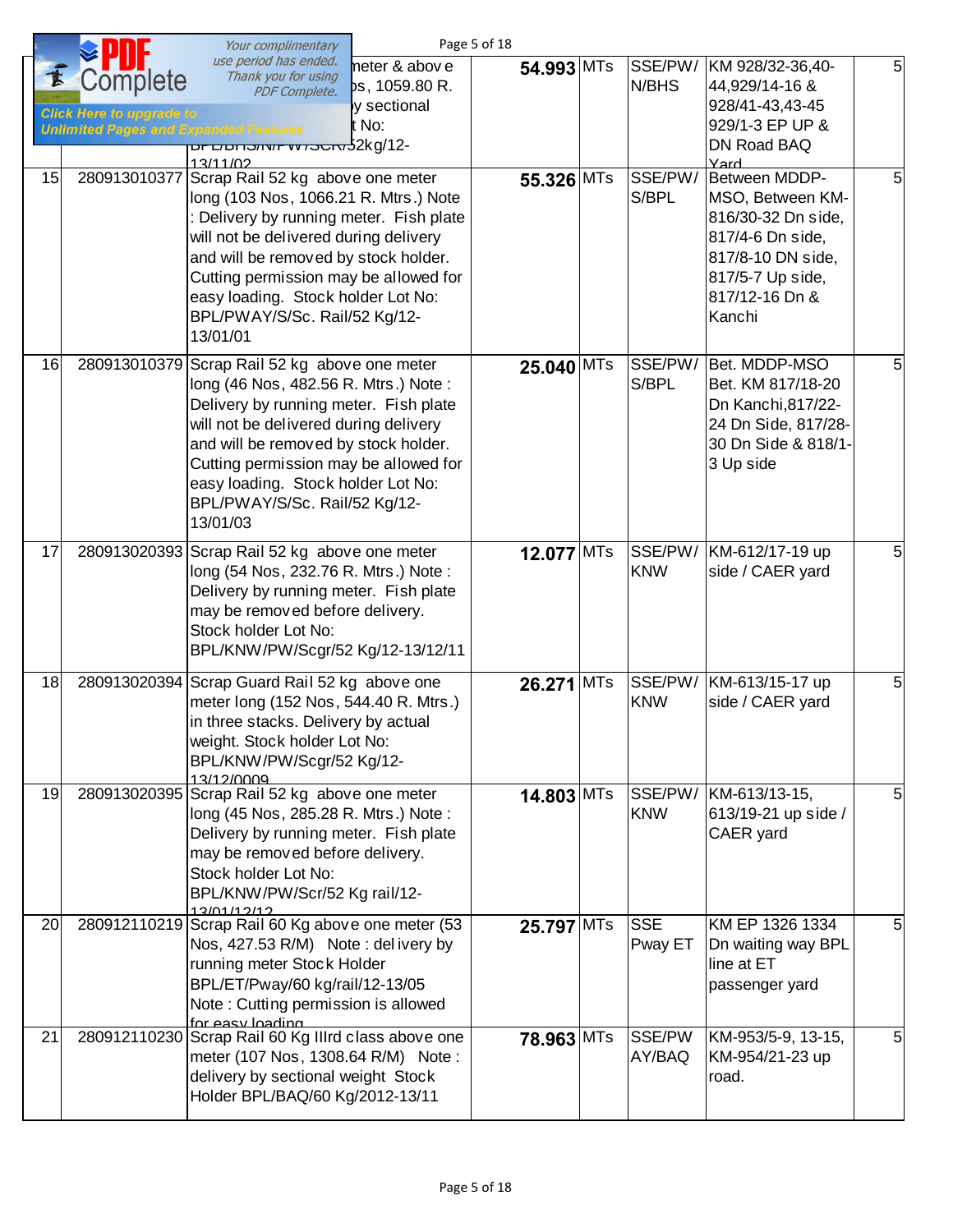| | | | | | | | |
|---|---|---|---|---|---|---|---|
| | | meter & above ...s, 1059.80 R. ...y sectional ...t No: ...52kg/12-13/11/02 | 54.993 | MTs | SSE/PW/ N/BHS | KM 928/32-36,40-44,929/14-16 & 928/41-43,43-45 929/1-3 EP UP & DN Road BAQ Yard | 5 |
| 15 | 280913010377 | Scrap Rail 52 kg above one meter long (103 Nos, 1066.21 R. Mtrs.) Note : Delivery by running meter. Fish plate will not be delivered during delivery and will be removed by stock holder. Cutting permission may be allowed for easy loading. Stock holder Lot No: BPL/PWAY/S/Sc. Rail/52 Kg/12-13/01/01 | 55.326 | MTs | SSE/PW/ S/BPL | Between MDDP-MSO, Between KM-816/30-32 Dn side, 817/4-6 Dn side, 817/8-10 DN side, 817/5-7 Up side, 817/12-16 Dn & Kanchi | 5 |
| 16 | 280913010379 | Scrap Rail 52 kg above one meter long (46 Nos, 482.56 R. Mtrs.) Note : Delivery by running meter. Fish plate will not be delivered during delivery and will be removed by stock holder. Cutting permission may be allowed for easy loading. Stock holder Lot No: BPL/PWAY/S/Sc. Rail/52 Kg/12-13/01/03 | 25.040 | MTs | SSE/PW/ S/BPL | Bet. MDDP-MSO Bet. KM 817/18-20 Dn Kanchi,817/22-24 Dn Side, 817/28-30 Dn Side & 818/1-3 Up side | 5 |
| 17 | 280913020393 | Scrap Rail 52 kg above one meter long (54 Nos, 232.76 R. Mtrs.) Note : Delivery by running meter. Fish plate may be removed before delivery. Stock holder Lot No: BPL/KNW/PW/Scgr/52 Kg/12-13/12/11 | 12.077 | MTs | SSE/PW/ KNW | KM-612/17-19 up side / CAER yard | 5 |
| 18 | 280913020394 | Scrap Guard Rail 52 kg above one meter long (152 Nos, 544.40 R. Mtrs.) in three stacks. Delivery by actual weight. Stock holder Lot No: BPL/KNW/PW/Scgr/52 Kg/12-13/12/0009 | 26.271 | MTs | SSE/PW/ KNW | KM-613/15-17 up side / CAER yard | 5 |
| 19 | 280913020395 | Scrap Rail 52 kg above one meter long (45 Nos, 285.28 R. Mtrs.) Note : Delivery by running meter. Fish plate may be removed before delivery. Stock holder Lot No: BPL/KNW/PW/Scr/52 Kg rail/12-13/01/12/12 | 14.803 | MTs | SSE/PW/ KNW | KM-613/13-15, 613/19-21 up side / CAER yard | 5 |
| 20 | 280912110219 | Scrap Rail 60 Kg above one meter (53 Nos, 427.53 R/M) Note : delivery by running meter Stock Holder BPL/ET/Pway/60 kg/rail/12-13/05 Note : Cutting permission is allowed for easy loading | 25.797 | MTs | SSE Pway ET | KM EP 1326 1334 Dn waiting way BPL line at ET passenger yard | 5 |
| 21 | 280912110230 | Scrap Rail 60 Kg IIIrd class above one meter (107 Nos, 1308.64 R/M) Note : delivery by sectional weight Stock Holder BPL/BAQ/60 Kg/2012-13/11 | 78.963 | MTs | SSE/PW AY/BAQ | KM-953/5-9, 13-15, KM-954/21-23 up road. | 5 |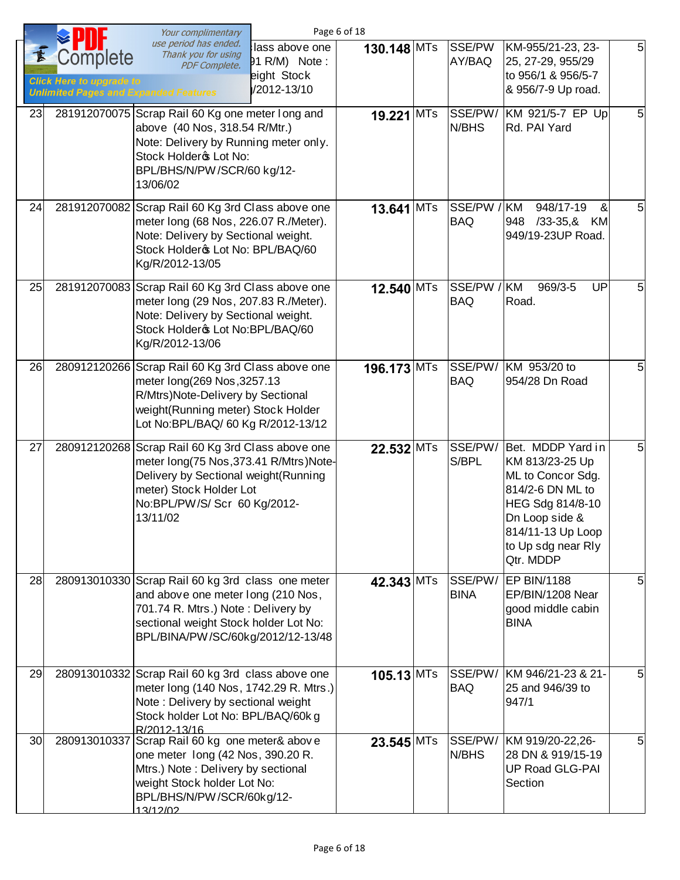| | | | | | | | |
|---|---|---|---|---|---|---|---|
| | | lass above one 91 R/M) Note : eight Stock /2012-13/10 | **130.148** | MTs | SSE/PW AY/BAQ | KM-955/21-23, 23-25, 27-29, 955/29 to 956/1 & 956/5-7 & 956/7-9 Up road. | 5 |
| 23 | 281912070075 | Scrap Rail 60 Kg one meter long and above (40 Nos, 318.54 R/Mtr.) Note: Delivery by Running meter only. Stock Holder�s Lot No: BPL/BHS/N/PW/SCR/60 kg/12-13/06/02 | **19.221** | MTs | SSE/PW/ N/BHS | KM 921/5-7 EP Up Rd. PAI Yard | 5 |
| 24 | 281912070082 | Scrap Rail 60 Kg 3rd Class above one meter long (68 Nos, 226.07 R./Meter). Note: Delivery by Sectional weight. Stock Holder�s Lot No: BPL/BAQ/60 Kg/R/2012-13/05 | **13.641** | MTs | SSE/PW / BAQ | KM 948/17-19 & 948 /33-35,& KM 949/19-23UP Road. | 5 |
| 25 | 281912070083 | Scrap Rail 60 Kg 3rd Class above one meter long (29 Nos, 207.83 R./Meter). Note: Delivery by Sectional weight. Stock Holder�s Lot No:BPL/BAQ/60 Kg/R/2012-13/06 | **12.540** | MTs | SSE/PW / BAQ | KM 969/3-5 UP Road. | 5 |
| 26 | 280912120266 | Scrap Rail 60 Kg 3rd Class above one meter long(269 Nos,3257.13 R/Mtrs)Note-Delivery by Sectional weight(Running meter) Stock Holder Lot No:BPL/BAQ/ 60 Kg R/2012-13/12 | **196.173** | MTs | SSE/PW/ BAQ | KM 953/20 to 954/28 Dn Road | 5 |
| 27 | 280912120268 | Scrap Rail 60 Kg 3rd Class above one meter long(75 Nos,373.41 R/Mtrs)Note-Delivery by Sectional weight(Running meter) Stock Holder Lot No:BPL/PW/S/ Scr 60 Kg/2012-13/11/02 | **22.532** | MTs | SSE/PW/ S/BPL | Bet. MDDP Yard in KM 813/23-25 Up ML to Concor Sdg. 814/2-6 DN ML to HEG Sdg 814/8-10 Dn Loop side & 814/11-13 Up Loop to Up sdg near Rly Qtr. MDDP | 5 |
| 28 | 280913010330 | Scrap Rail 60 kg 3rd class one meter and above one meter long (210 Nos, 701.74 R. Mtrs.) Note : Delivery by sectional weight Stock holder Lot No: BPL/BINA/PW/SC/60kg/2012/12-13/48 | **42.343** | MTs | SSE/PW/ BINA | EP BIN/1188 EP/BIN/1208 Near good middle cabin BINA | 5 |
| 29 | 280913010332 | Scrap Rail 60 kg 3rd class above one meter long (140 Nos, 1742.29 R. Mtrs.) Note : Delivery by sectional weight Stock holder Lot No: BPL/BAQ/60kg R/2012-13/16 | **105.13** | MTs | SSE/PW/ BAQ | KM 946/21-23 & 21-25 and 946/39 to 947/1 | 5 |
| 30 | 280913010337 | Scrap Rail 60 kg one meter& above one meter long (42 Nos, 390.20 R. Mtrs.) Note : Delivery by sectional weight Stock holder Lot No: BPL/BHS/N/PW/SCR/60kg/12-13/12/02 | **23.545** | MTs | SSE/PW/ N/BHS | KM 919/20-22,26-28 DN & 919/15-19 UP Road GLG-PAI Section | 5 |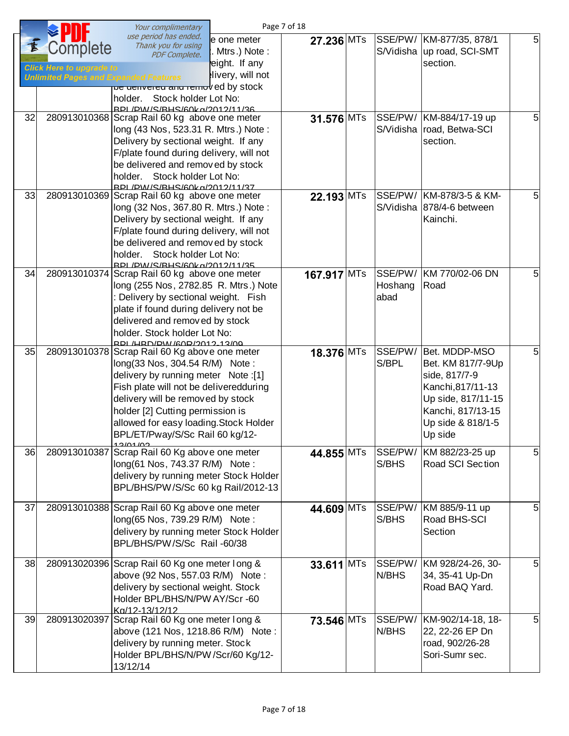| | | | | | | | |
|---|---|---|---|---|---|---|---|
| | | ...e one meter ... Mtrs.) Note : ...eight. If any ...livery, will not be delivered and removed by stock holder. Stock holder Lot No: BPL/PW/S/BHS/60kg/2012/11/36 | 27.236 | MTs | SSE/PW/ S/Vidisha | KM-877/35, 878/1 up road, SCI-SMT section. | 5 |
| 32 | 280913010368 | Scrap Rail 60 kg above one meter long (43 Nos, 523.31 R. Mtrs.) Note : Delivery by sectional weight. If any F/plate found during delivery, will not be delivered and removed by stock holder. Stock holder Lot No: BPL/PW/S/BHS/60kg/2012/11/37 | 31.576 | MTs | SSE/PW/ S/Vidisha | KM-884/17-19 up road, Betwa-SCI section. | 5 |
| 33 | 280913010369 | Scrap Rail 60 kg above one meter long (32 Nos, 367.80 R. Mtrs.) Note : Delivery by sectional weight. If any F/plate found during delivery, will not be delivered and removed by stock holder. Stock holder Lot No: BPL/PW/S/BHS/60kg/2012/11/35 | 22.193 | MTs | SSE/PW/ S/Vidisha | KM-878/3-5 & KM-878/4-6 between Kainchi. | 5 |
| 34 | 280913010374 | Scrap Rail 60 kg above one meter long (255 Nos, 2782.85 R. Mtrs.) Note : Delivery by sectional weight. Fish plate if found during delivery not be delivered and removed by stock holder. Stock holder Lot No: BPL/HBD/PW/60R/2012-13/09 | 167.917 | MTs | SSE/PW/ Hoshang abad | KM 770/02-06 DN Road | 5 |
| 35 | 280913010378 | Scrap Rail 60 Kg above one meter long(33 Nos, 304.54 R/M) Note : delivery by running meter Note :[1] Fish plate will not be deliveredduring delivery will be removed by stock holder [2] Cutting permission is allowed for easy loading.Stock Holder BPL/ET/Pway/S/Sc Rail 60 kg/12-13/01/02 | 18.376 | MTs | SSE/PW/ S/BPL | Bet. MDDP-MSO Bet. KM 817/7-9Up side, 817/7-9 Kanchi,817/11-13 Up side, 817/11-15 Kanchi, 817/13-15 Up side & 818/1-5 Up side | 5 |
| 36 | 280913010387 | Scrap Rail 60 Kg above one meter long(61 Nos, 743.37 R/M) Note : delivery by running meter Stock Holder BPL/BHS/PW/S/Sc 60 kg Rail/2012-13 | 44.855 | MTs | SSE/PW/ S/BHS | KM 882/23-25 up Road SCI Section | 5 |
| 37 | 280913010388 | Scrap Rail 60 Kg above one meter long(65 Nos, 739.29 R/M) Note : delivery by running meter Stock Holder BPL/BHS/PW/S/Sc Rail -60/38 | 44.609 | MTs | SSE/PW/ S/BHS | KM 885/9-11 up Road BHS-SCI Section | 5 |
| 38 | 280913020396 | Scrap Rail 60 Kg one meter long & above (92 Nos, 557.03 R/M) Note : delivery by sectional weight. Stock Holder BPL/BHS/N/PWAY/Scr -60 Kg/12-13/12/12 | 33.611 | MTs | SSE/PW/ N/BHS | KM 928/24-26, 30-34, 35-41 Up-Dn Road BAQ Yard. | 5 |
| 39 | 280913020397 | Scrap Rail 60 Kg one meter long & above (121 Nos, 1218.86 R/M) Note : delivery by running meter. Stock Holder BPL/BHS/N/PW/Scr/60 Kg/12-13/12/14 | 73.546 | MTs | SSE/PW/ N/BHS | KM-902/14-18, 18-22, 22-26 EP Dn road, 902/26-28 Sori-Sumr sec. | 5 |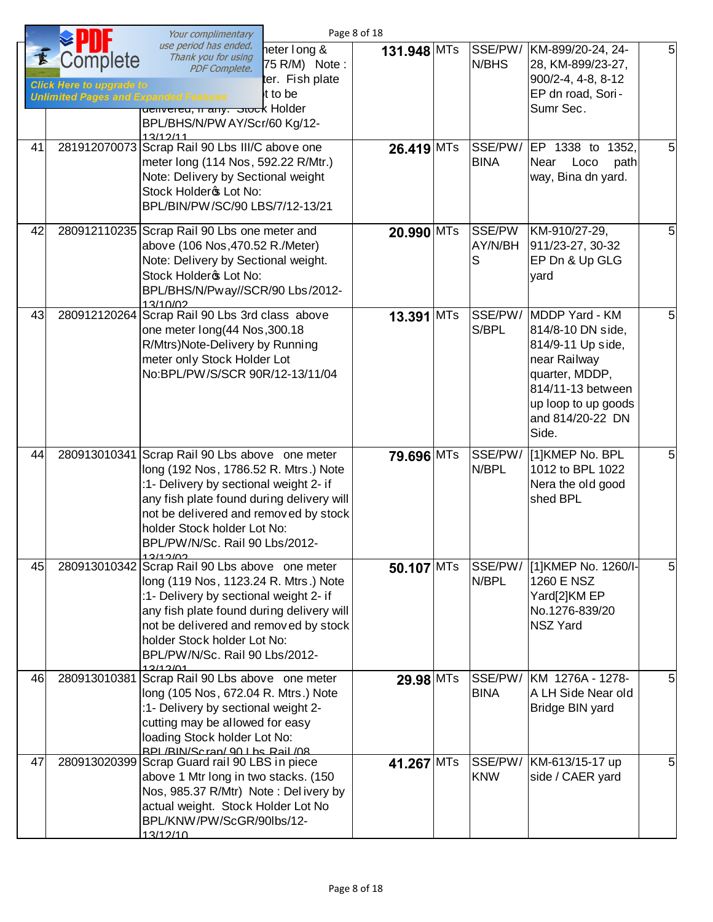| | | | | | | | |
|---|---|---|---|---|---|---|---|
| | | ...neter long & ...75 R/M) Note : ...ter. Fish plate ...t to be delivered, if any. Stock Holder BPL/BHS/N/PWAY/Scr/60 Kg/12-13/12/11 | 131.948 | MTs | SSE/PW/N/BHS | KM-899/20-24, 24-28, KM-899/23-27, 900/2-4, 4-8, 8-12 EP dn road, Sori-Sumr Sec. | 5 |
| 41 | 281912070073 | Scrap Rail 90 Lbs III/C above one meter long (114 Nos, 592.22 R/Mtr.) Note: Delivery by Sectional weight Stock Holder's Lot No: BPL/BIN/PW/SC/90 LBS/7/12-13/21 | 26.419 | MTs | SSE/PW/BINA | EP 1338 to 1352, Near Loco path way, Bina dn yard. | 5 |
| 42 | 280912110235 | Scrap Rail 90 Lbs one meter and above (106 Nos,470.52 R./Meter) Note: Delivery by Sectional weight. Stock Holder's Lot No: BPL/BHS/N/Pway//SCR/90 Lbs/2012-13/10/02 | 20.990 | MTs | SSE/PWAY/N/BHS | KM-910/27-29, 911/23-27, 30-32 EP Dn & Up GLG yard | 5 |
| 43 | 280912120264 | Scrap Rail 90 Lbs 3rd class above one meter long(44 Nos,300.18 R/Mtrs)Note-Delivery by Running meter only Stock Holder Lot No:BPL/PW/S/SCR 90R/12-13/11/04 | 13.391 | MTs | SSE/PW/S/BPL | MDDP Yard - KM 814/8-10 DN side, 814/9-11 Up side, near Railway quarter, MDDP, 814/11-13 between up loop to up goods and 814/20-22 DN Side. | 5 |
| 44 | 280913010341 | Scrap Rail 90 Lbs above one meter long (192 Nos, 1786.52 R. Mtrs.) Note :1- Delivery by sectional weight 2- if any fish plate found during delivery will not be delivered and removed by stock holder Stock holder Lot No: BPL/PW/N/Sc. Rail 90 Lbs/2012-13/12/02 | 79.696 | MTs | SSE/PW/N/BPL | [1]KMEP No. BPL 1012 to BPL 1022 Nera the old good shed BPL | 5 |
| 45 | 280913010342 | Scrap Rail 90 Lbs above one meter long (119 Nos, 1123.24 R. Mtrs.) Note :1- Delivery by sectional weight 2- if any fish plate found during delivery will not be delivered and removed by stock holder Stock holder Lot No: BPL/PW/N/Sc. Rail 90 Lbs/2012-13/12/01 | 50.107 | MTs | SSE/PW/N/BPL | [1]KMEP No. 1260/I-1260 E NSZ Yard[2]KM EP No.1276-839/20 NSZ Yard | 5 |
| 46 | 280913010381 | Scrap Rail 90 Lbs above one meter long (105 Nos, 672.04 R. Mtrs.) Note :1- Delivery by sectional weight 2- cutting may be allowed for easy loading Stock holder Lot No: BPL/BIN/Scrap/ 90 Lbs Rail /08 | 29.98 | MTs | SSE/PW/BINA | KM 1276A - 1278-A LH Side Near old Bridge BIN yard | 5 |
| 47 | 280913020399 | Scrap Guard rail 90 LBS in piece above 1 Mtr long in two stacks. (150 Nos, 985.37 R/Mtr) Note : Delivery by actual weight. Stock Holder Lot No BPL/KNW/PW/ScGR/90lbs/12-13/12/10 | 41.267 | MTs | SSE/PW/KNW | KM-613/15-17 up side / CAER yard | 5 |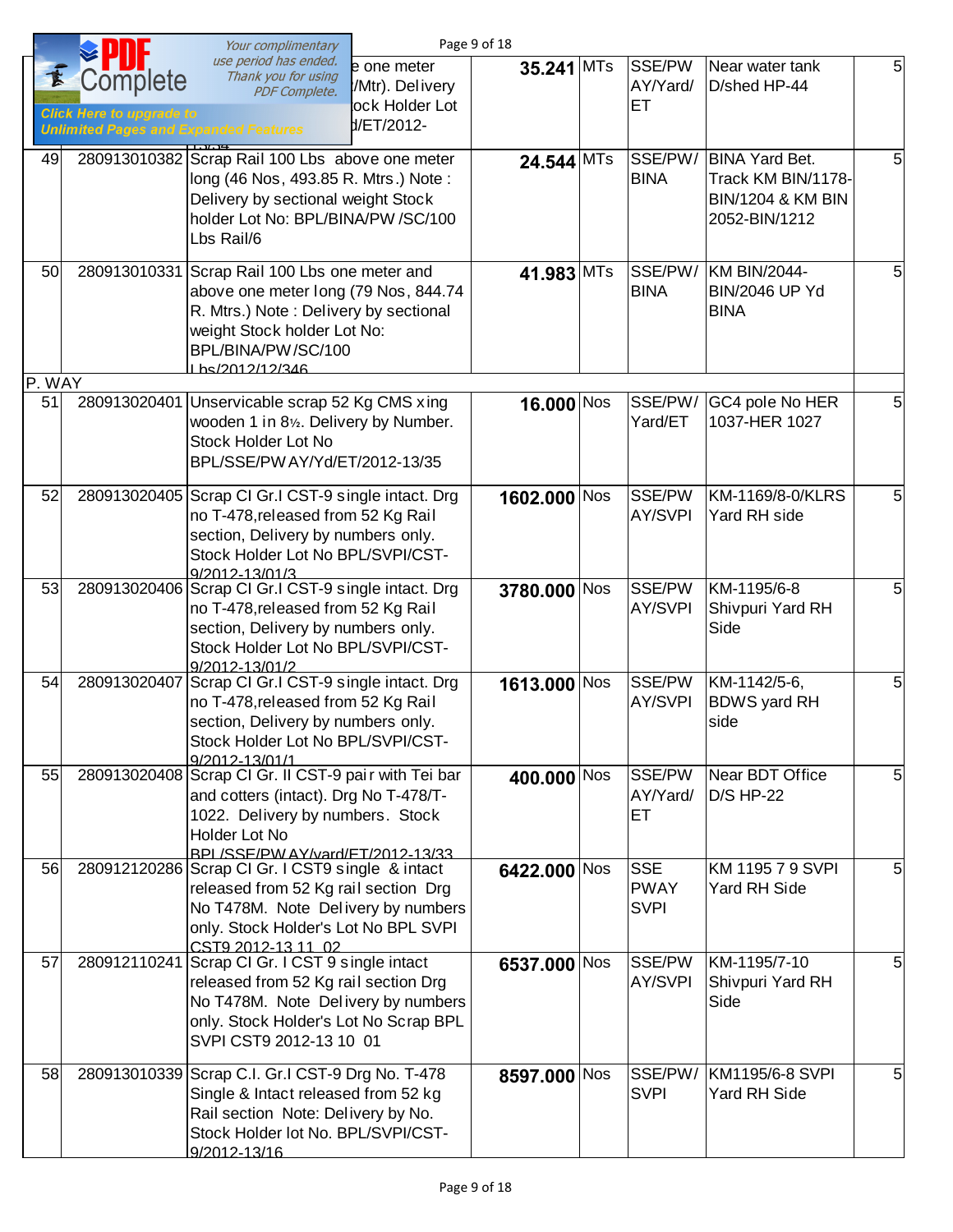| | | | | | | | |
|---|---|---|---|---|---|---|---|
| | | e one meter /Mtr). Delivery ock Holder Lot d/ET/2012- | 35.241 | MTs | SSE/PW AY/Yard/ ET | Near water tank D/shed HP-44 | 5 |
| 49 | 280913010382 | Scrap Rail 100 Lbs above one meter long (46 Nos, 493.85 R. Mtrs.) Note : Delivery by sectional weight Stock holder Lot No: BPL/BINA/PW /SC/100 Lbs Rail/6 | 24.544 | MTs | SSE/PW/ BINA | BINA Yard Bet. Track KM BIN/1178-BIN/1204 & KM BIN 2052-BIN/1212 | 5 |
| 50 | 280913010331 | Scrap Rail 100 Lbs one meter and above one meter long (79 Nos, 844.74 R. Mtrs.) Note : Delivery by sectional weight Stock holder Lot No: BPL/BINA/PW/SC/100 Lbs/2012/12/346 | 41.983 | MTs | SSE/PW/ BINA | KM BIN/2044-BIN/2046 UP Yd BINA | 5 |
| P. WAY | | | | | | | |
| 51 | 280913020401 | Unservicable scrap 52 Kg CMS xing wooden 1 in 8½. Delivery by Number. Stock Holder Lot No BPL/SSE/PWAY/Yd/ET/2012-13/35 | 16.000 | Nos | SSE/PW/ Yard/ET | GC4 pole No HER 1037-HER 1027 | 5 |
| 52 | 280913020405 | Scrap CI Gr.I CST-9 single intact. Drg no T-478,released from 52 Kg Rail section, Delivery by numbers only. Stock Holder Lot No BPL/SVPI/CST-9/2012-13/01/3 | 1602.000 | Nos | SSE/PW AY/SVPI | KM-1169/8-0/KLRS Yard RH side | 5 |
| 53 | 280913020406 | Scrap CI Gr.I CST-9 single intact. Drg no T-478,released from 52 Kg Rail section, Delivery by numbers only. Stock Holder Lot No BPL/SVPI/CST-9/2012-13/01/2 | 3780.000 | Nos | SSE/PW AY/SVPI | KM-1195/6-8 Shivpuri Yard RH Side | 5 |
| 54 | 280913020407 | Scrap CI Gr.I CST-9 single intact. Drg no T-478,released from 52 Kg Rail section, Delivery by numbers only. Stock Holder Lot No BPL/SVPI/CST-9/2012-13/01/1 | 1613.000 | Nos | SSE/PW AY/SVPI | KM-1142/5-6, BDWS yard RH side | 5 |
| 55 | 280913020408 | Scrap CI Gr. II CST-9 pair with Tei bar and cotters (intact). Drg No T-478/T-1022. Delivery by numbers. Stock Holder Lot No BPL/SSE/PWAY/yard/ET/2012-13/33 | 400.000 | Nos | SSE/PW AY/Yard/ ET | Near BDT Office D/S HP-22 | 5 |
| 56 | 280912120286 | Scrap CI Gr. I CST9 single & intact released from 52 Kg rail section Drg No T478M. Note Delivery by numbers only. Stock Holder's Lot No BPL SVPI CST9 2012-13 11 02 | 6422.000 | Nos | SSE PWAY SVPI | KM 1195 7 9 SVPI Yard RH Side | 5 |
| 57 | 280912110241 | Scrap CI Gr. I CST 9 single intact released from 52 Kg rail section Drg No T478M. Note Delivery by numbers only. Stock Holder's Lot No Scrap BPL SVPI CST9 2012-13 10 01 | 6537.000 | Nos | SSE/PW AY/SVPI | KM-1195/7-10 Shivpuri Yard RH Side | 5 |
| 58 | 280913010339 | Scrap C.I. Gr.I CST-9 Drg No. T-478 Single & Intact released from 52 kg Rail section Note: Delivery by No. Stock Holder lot No. BPL/SVPI/CST-9/2012-13/16 | 8597.000 | Nos | SSE/PW/ SVPI | KM1195/6-8 SVPI Yard RH Side | 5 |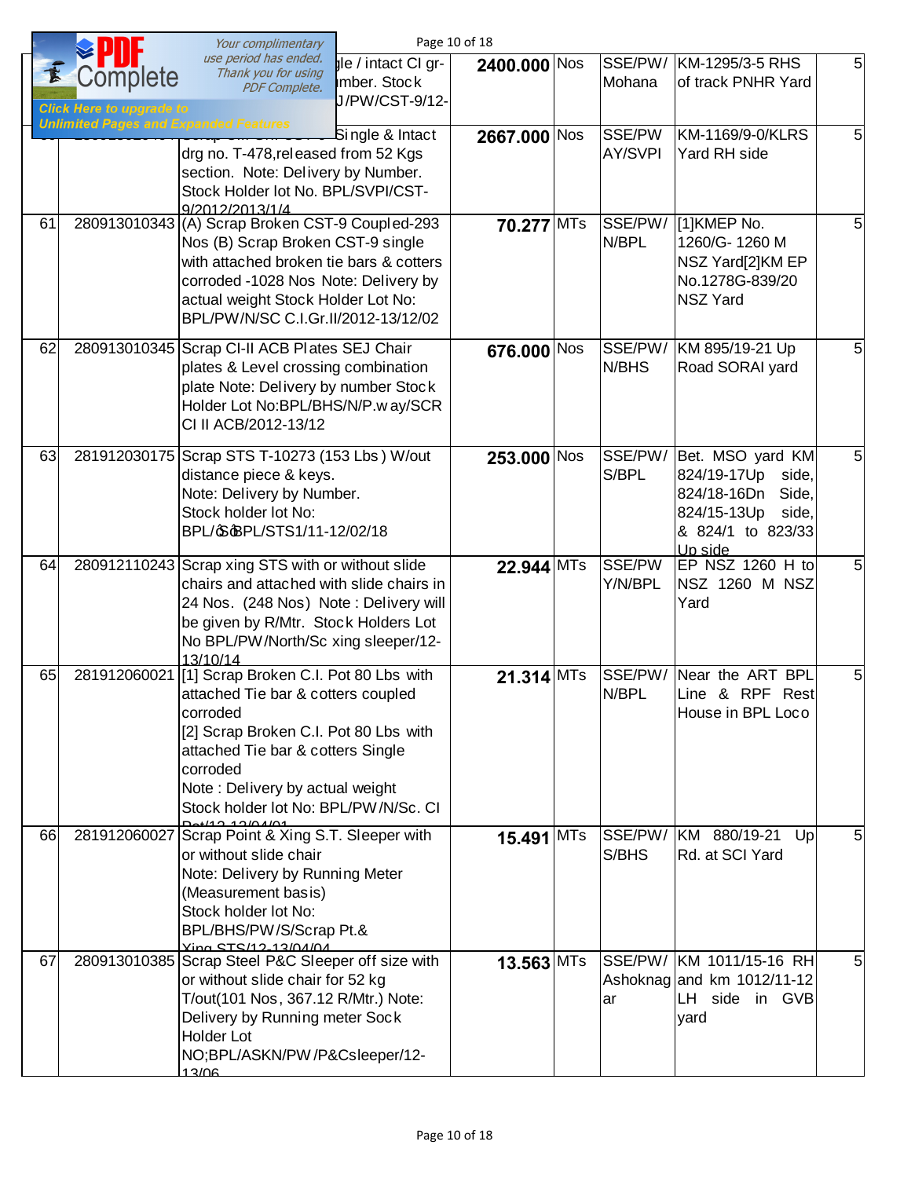| | | | | | | | |
|---|---|---|---|---|---|---|---|
| | | ...gle / intact CI gr- ...mber. Stock ...J/PW/CST-9/12- | 2400.000 | Nos | SSE/PW/ Mohana | KM-1295/3-5 RHS of track PNHR Yard | 5 |
| | | ...Single & Intact drg no. T-478,released from 52 Kgs section. Note: Delivery by Number. Stock Holder lot No. BPL/SVPI/CST-9/2012/2013/1/4 | 2667.000 | Nos | SSE/PW AY/SVPI | KM-1169/9-0/KLRS Yard RH side | 5 |
| 61 | 280913010343 | (A) Scrap Broken CST-9 Coupled-293 Nos (B) Scrap Broken CST-9 single with attached broken tie bars & cotters corroded -1028 Nos Note: Delivery by actual weight Stock Holder Lot No: BPL/PW/N/SC C.I.Gr.II/2012-13/12/02 | 70.277 | MTs | SSE/PW/ N/BPL | [1]KMEP No. 1260/G- 1260 M NSZ Yard[2]KM EP No.1278G-839/20 NSZ Yard | 5 |
| 62 | 280913010345 | Scrap CI-II ACB Plates SEJ Chair plates & Level crossing combination plate Note: Delivery by number Stock Holder Lot No:BPL/BHS/N/P.way/SCR CI II ACB/2012-13/12 | 676.000 | Nos | SSE/PW/ N/BHS | KM 895/19-21 Up Road SORAI yard | 5 |
| 63 | 281912030175 | Scrap STS T-10273 (153 Lbs) W/out distance piece & keys. Note: Delivery by Number. Stock holder lot No: BPL/SBPL/STS1/11-12/02/18 | 253.000 | Nos | SSE/PW/ S/BPL | Bet. MSO yard KM 824/19-17Up side, 824/18-16Dn Side, 824/15-13Up side, & 824/1 to 823/33 Up side | 5 |
| 64 | 280912110243 | Scrap xing STS with or without slide chairs and attached with slide chairs in 24 Nos. (248 Nos) Note : Delivery will be given by R/Mtr. Stock Holders Lot No BPL/PW/North/Sc xing sleeper/12-13/10/14 | 22.944 | MTs | SSE/PW Y/N/BPL | EP NSZ 1260 H to NSZ 1260 M NSZ Yard | 5 |
| 65 | 281912060021 | [1] Scrap Broken C.I. Pot 80 Lbs with attached Tie bar & cotters coupled corroded [2] Scrap Broken C.I. Pot 80 Lbs with attached Tie bar & cotters Single corroded Note : Delivery by actual weight Stock holder lot No: BPL/PW/N/Sc. CI Pot/12-13/04/01 | 21.314 | MTs | SSE/PW/ N/BPL | Near the ART BPL Line & RPF Rest House in BPL Loco | 5 |
| 66 | 281912060027 | Scrap Point & Xing S.T. Sleeper with or without slide chair Note: Delivery by Running Meter (Measurement basis) Stock holder lot No: BPL/BHS/PW/S/Scrap Pt.& Xing STS/12-13/04/04 | 15.491 | MTs | SSE/PW/ S/BHS | KM 880/19-21 Up Rd. at SCI Yard | 5 |
| 67 | 280913010385 | Scrap Steel P&C Sleeper off size with or without slide chair for 52 kg T/out(101 Nos, 367.12 R/Mtr.) Note: Delivery by Running meter Sock Holder Lot NO;BPL/ASKN/PW/P&Csleeper/12-13/06 | 13.563 | MTs | SSE/PW/ Ashoknagar | KM 1011/15-16 RH and km 1012/11-12 LH side in GVB yard | 5 |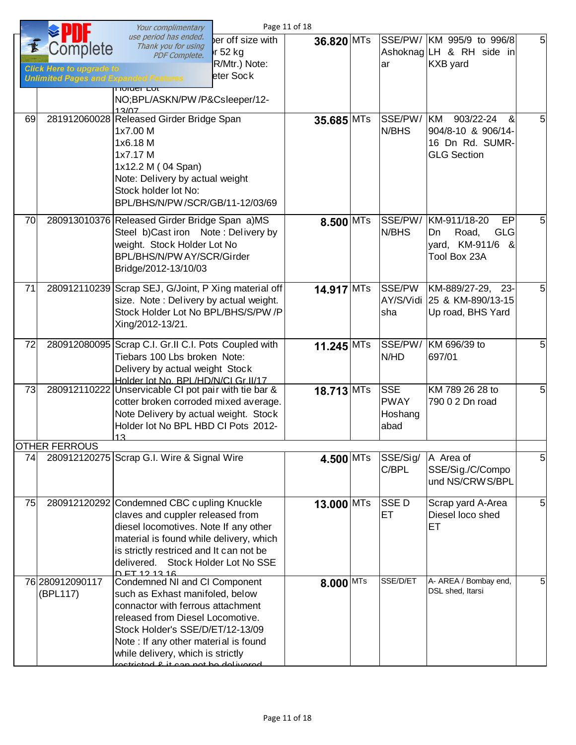| | | | | | | | |
|---|---|---|---|---|---|---|---|
| | | ...per off size with ...r 52 kg ...R/Mtr.) Note: ...eter Sock ...Holder Lot NO;BPL/ASKN/PW/P&Csleeper/12-13/07 | 36.820 | MTs | SSE/PW/ Ashoknagar | KM 995/9 to 996/8 LH & RH side in KXB yard | 5 |
| 69 | 281912060028 | Released Girder Bridge Span 1x7.00 M 1x6.18 M 1x7.17 M 1x12.2 M ( 04 Span) Note: Delivery by actual weight Stock holder lot No: BPL/BHS/N/PW/SCR/GB/11-12/03/69 | 35.685 | MTs | SSE/PW/ N/BHS | KM 903/22-24 & 904/8-10 & 906/14-16 Dn Rd. SUMR-GLG Section | 5 |
| 70 | 280913010376 | Released Girder Bridge Span a)MS Steel b)Cast iron Note : Delivery by weight. Stock Holder Lot No BPL/BHS/N/PW AY/SCR/Girder Bridge/2012-13/10/03 | 8.500 | MTs | SSE/PW/ N/BHS | KM-911/18-20 EP Dn Road, GLG yard, KM-911/6 & Tool Box 23A | 5 |
| 71 | 280912110239 | Scrap SEJ, G/Joint, P Xing material off size. Note : Delivery by actual weight. Stock Holder Lot No BPL/BHS/S/PW /P Xing/2012-13/21. | 14.917 | MTs | SSE/PW AY/S/Vidisha | KM-889/27-29, 23-25 & KM-890/13-15 Up road, BHS Yard | 5 |
| 72 | 280912080095 | Scrap C.I. Gr.II C.I. Pots Coupled with Tiebars 100 Lbs broken Note: Delivery by actual weight Stock Holder lot No. BPL/HD/N/CI Gr.II/17 | 11.245 | MTs | SSE/PW/ N/HD | KM 696/39 to 697/01 | 5 |
| 73 | 280912110222 | Unservicable CI pot pair with tie bar & cotter broken corroded mixed average. Note Delivery by actual weight. Stock Holder lot No BPL HBD CI Pots 2012-13 | 18.713 | MTs | SSE PWAY Hoshangabad | KM 789 26 28 to 790 0 2 Dn road | 5 |
| OTHER FERROUS | | | | | | | |
| 74 | 280912120275 | Scrap G.I. Wire & Signal Wire | 4.500 | MTs | SSE/Sig/ C/BPL | A Area of SSE/Sig./C/Compound NS/CRWS/BPL | 5 |
| 75 | 280912120292 | Condemned CBC cupling Knuckle claves and cuppler released from diesel locomotives. Note If any other material is found while delivery, which is strictly restriced and It can not be delivered. Stock Holder Lot No SSE D ET 12 13 16 | 13.000 | MTs | SSE D ET | Scrap yard A-Area Diesel loco shed ET | 5 |
| 76 | 280912090117 (BPL117) | Condemned NI and CI Component such as Exhast manifoled, below connactor with ferrous attachment released from Diesel Locomotive. Stock Holder's SSE/D/ET/12-13/09 Note : If any other material is found while delivery, which is strictly restricted & it can not be delivered | 8.000 | MTs | SSE/D/ET | A- AREA / Bombay end, DSL shed, Itarsi | 5 |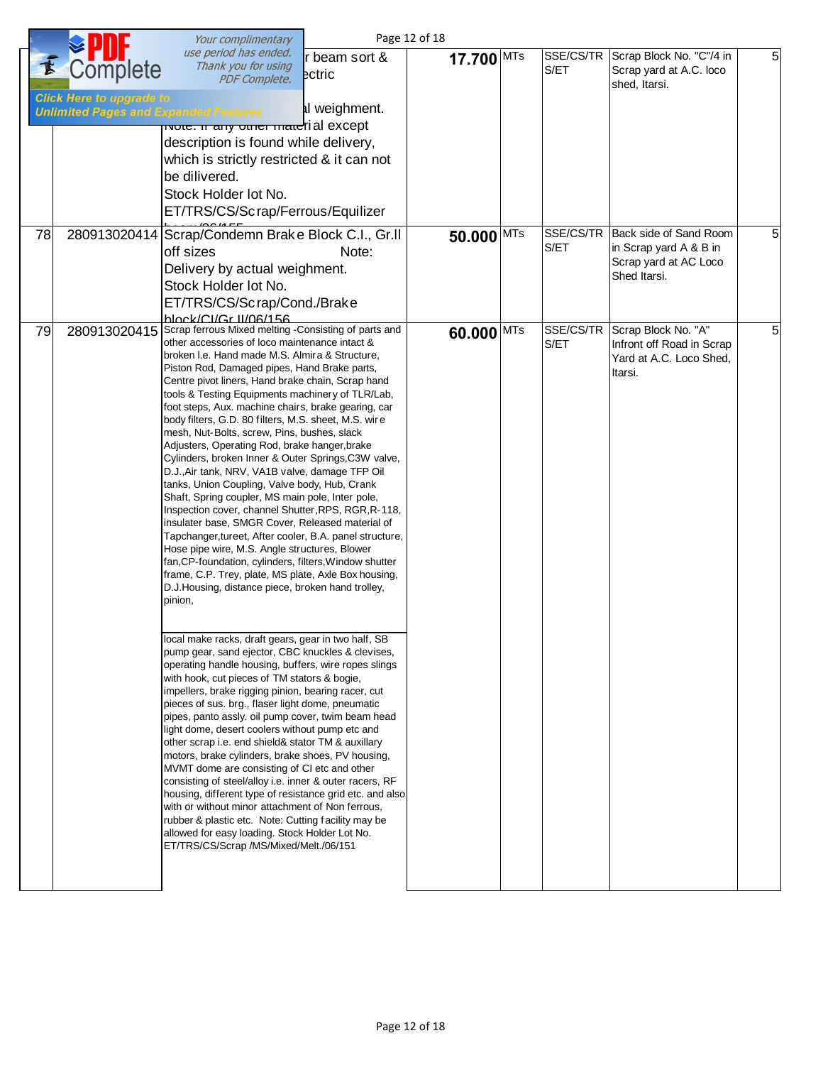| | | | | | | | |
|---|---|---|---|---|---|---|---|
| | | r beam sort & ectric l weighment. Note: If any other material except description is found while delivery, which is strictly restricted & it can not be dilivered. Stock Holder lot No. ET/TRS/CS/Scrap/Ferrous/Equilizer beam/06/155 | 17.700 | MTs | SSE/CS/TR S/ET | Scrap Block No. "C"/4 in Scrap yard at A.C. loco shed, Itarsi. | 5 |
| 78 | 280913020414 | Scrap/Condemn Brake Block C.I., Gr.II off sizes Note: Delivery by actual weighment. Stock Holder lot No. ET/TRS/CS/Scrap/Cond./Brake block/CI/Gr.II/06/156 | 50.000 | MTs | SSE/CS/TR S/ET | Back side of Sand Room in Scrap yard A & B in Scrap yard at AC Loco Shed Itarsi. | 5 |
| 79 | 280913020415 | Scrap ferrous Mixed melting -Consisting of parts and other accessories of loco maintenance intact & broken I.e. Hand made M.S. Almira & Structure, Piston Rod, Damaged pipes, Hand Brake parts, Centre pivot liners, Hand brake chain, Scrap hand tools & Testing Equipments machinery of TLR/Lab, foot steps, Aux. machine chairs, brake gearing, car body filters, G.D. 80 filters, M.S. sheet, M.S. wire mesh, Nut-Bolts, screw, Pins, bushes, slack Adjusters, Operating Rod, brake hanger,brake Cylinders, broken Inner & Outer Springs,C3W valve, D.J.,Air tank, NRV, VA1B valve, damage TFP Oil tanks, Union Coupling, Valve body, Hub, Crank Shaft, Spring coupler, MS main pole, Inter pole, Inspection cover, channel Shutter,RPS, RGR,R-118, insulater base, SMGR Cover, Released material of Tapchanger,tureet, After cooler, B.A. panel structure, Hose pipe wire, M.S. Angle structures, Blower fan,CP-foundation, cylinders, filters,Window shutter frame, C.P. Trey, plate, MS plate, Axle Box housing, D.J.Housing, distance piece, broken hand trolley, pinion, local make racks, draft gears, gear in two half, SB pump gear, sand ejector, CBC knuckles & clevises, operating handle housing, buffers, wire ropes slings with hook, cut pieces of TM stators & bogie, impellers, brake rigging pinion, bearing racer, cut pieces of sus. brg., flaser light dome, pneumatic pipes, panto assly. oil pump cover, twim beam head light dome, desert coolers without pump etc and other scrap i.e. end shield& stator TM & auxillary motors, brake cylinders, brake shoes, PV housing, MVMT dome are consisting of CI etc and other consisting of steel/alloy i.e. inner & outer racers, RF housing, different type of resistance grid etc. and also with or without minor attachment of Non ferrous, rubber & plastic etc. Note: Cutting facility may be allowed for easy loading. Stock Holder Lot No. ET/TRS/CS/Scrap /MS/Mixed/Melt./06/151 | 60.000 | MTs | SSE/CS/TR S/ET | Scrap Block No. "A" Infront off Road in Scrap Yard at A.C. Loco Shed, Itarsi. | 5 |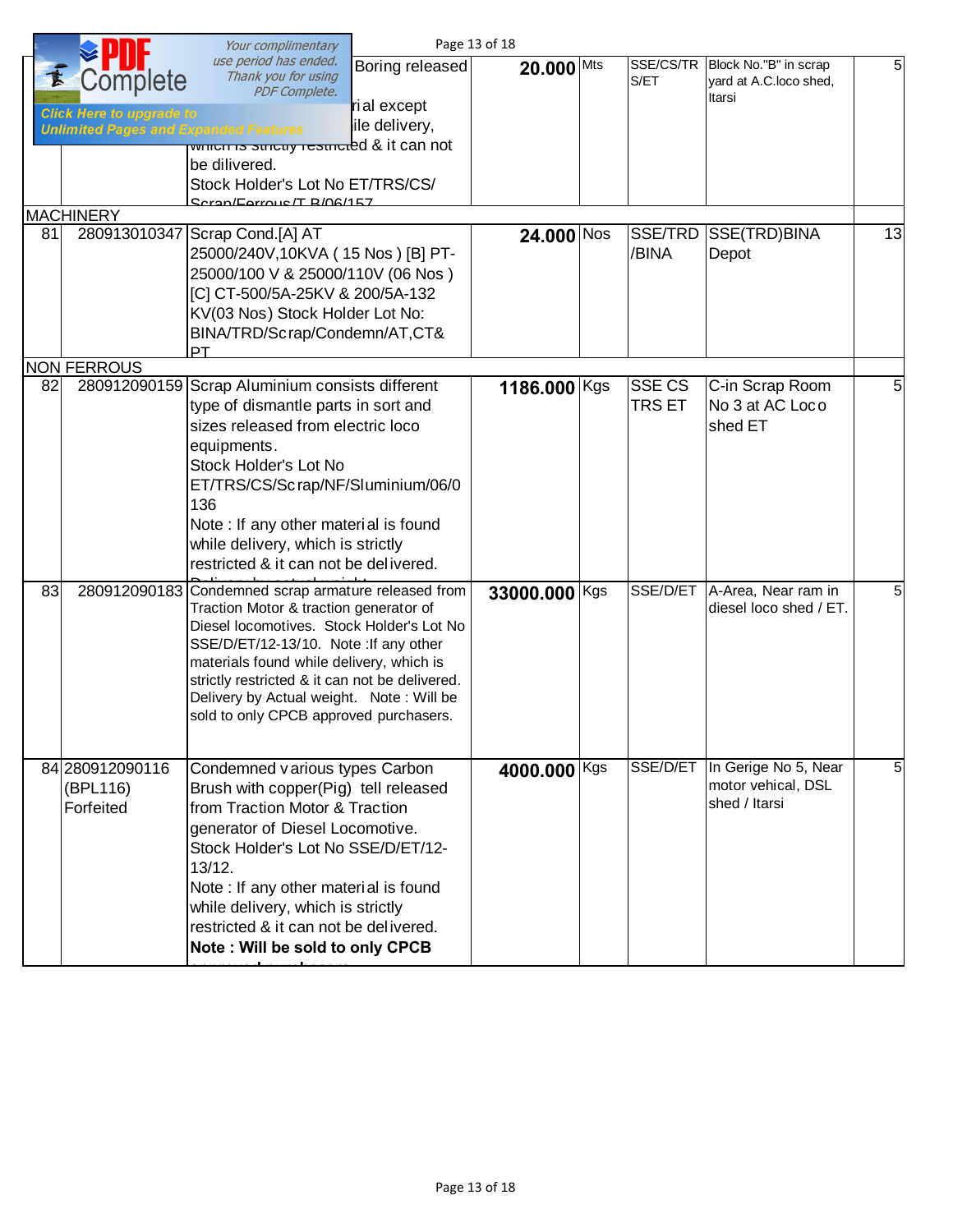| | | | | | | | |
|---|---|---|---|---|---|---|---|
| | | Boring released ... rial except ... ile delivery, which is strictly restricted & it can not be dilivered. Stock Holder's Lot No ET/TRS/CS/ Scrap/Ferrous/T B/06/157 | 20.000 | Mts | SSE/CS/TRS/ET | Block No."B" in scrap yard at A.C.loco shed, Itarsi | 5 |
| MACHINERY | | | | | | | |
| 81 | 280913010347 | Scrap Cond.[A] AT 25000/240V,10KVA ( 15 Nos ) [B] PT-25000/100 V & 25000/110V (06 Nos ) [C] CT-500/5A-25KV & 200/5A-132 KV(03 Nos) Stock Holder Lot No: BINA/TRD/Scrap/Condemn/AT,CT& PT | 24.000 | Nos | SSE/TRD/BINA | SSE(TRD)BINA Depot | 13 |
| NON FERROUS | | | | | | | |
| 82 | 280912090159 | Scrap Aluminium consists different type of dismantle parts in sort and sizes released from electric loco equipments. Stock Holder's Lot No ET/TRS/CS/Scrap/NF/Sluminium/06/0136 Note : If any other material is found while delivery, which is strictly restricted & it can not be delivered. Delivery by actual weight | 1186.000 | Kgs | SSE CS TRS ET | C-in Scrap Room No 3 at AC Loco shed ET | 5 |
| 83 | 280912090183 | Condemned scrap armature released from Traction Motor & traction generator of Diesel locomotives. Stock Holder's Lot No SSE/D/ET/12-13/10. Note :If any other materials found while delivery, which is strictly restricted & it can not be delivered. Delivery by Actual weight. Note : Will be sold to only CPCB approved purchasers. | 33000.000 | Kgs | SSE/D/ET | A-Area, Near ram in diesel loco shed / ET. | 5 |
| 84 | 280912090116 (BPL116) Forfeited | Condemned various types Carbon Brush with copper(Pig) tell released from Traction Motor & Traction generator of Diesel Locomotive. Stock Holder's Lot No SSE/D/ET/12-13/12. Note : If any other material is found while delivery, which is strictly restricted & it can not be delivered. **Note : Will be sold to only CPCB approved purchasers** | 4000.000 | Kgs | SSE/D/ET | In Gerige No 5, Near motor vehical, DSL shed / Itarsi | 5 |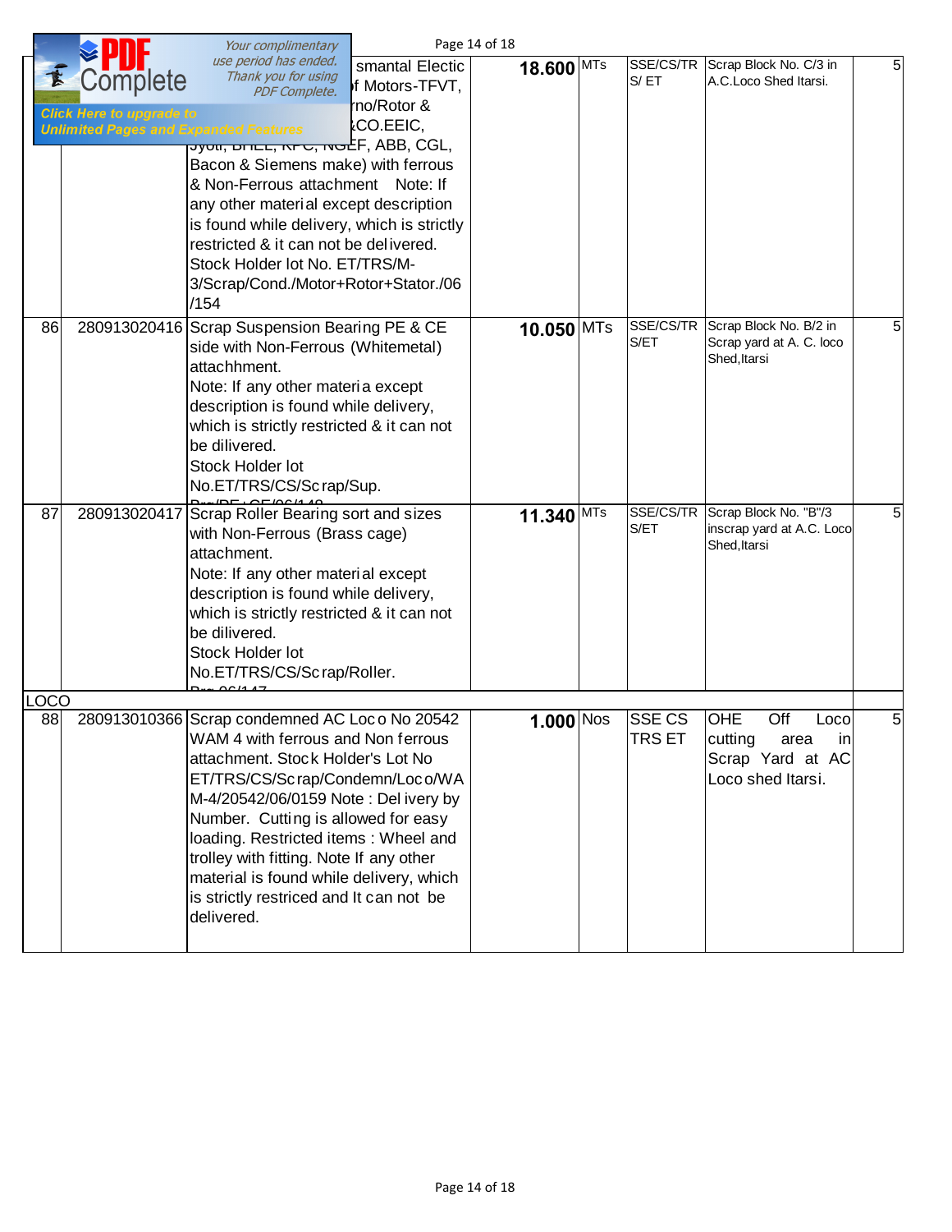| | | | | | | | |
|---|---|---|---|---|---|---|---|
| | | ...smantal Electric ...f Motors-TFVT, ...no/Rotor & ...CO.EEIC, ...Jyoti, BHEL, KPC, NGEF, ABB, CGL, Bacon & Siemens make) with ferrous & Non-Ferrous attachment Note: If any other material except description is found while delivery, which is strictly restricted & it can not be delivered. Stock Holder lot No. ET/TRS/M-3/Scrap/Cond./Motor+Rotor+Stator./06/154 | 18.600 | MTs | SSE/CS/TRS/ ET | Scrap Block No. C/3 in A.C.Loco Shed Itarsi. | 5 |
| 86 | 280913020416 | Scrap Suspension Bearing PE & CE side with Non-Ferrous (Whitemetal) attachhment. Note: If any other materia except description is found while delivery, which is strictly restricted & it can not be dilivered. Stock Holder lot No.ET/TRS/CS/Scrap/Sup. Brg/PE+CE/06/148 | 10.050 | MTs | SSE/CS/TRS/ET | Scrap Block No. B/2 in Scrap yard at A. C. loco Shed,Itarsi | 5 |
| 87 | 280913020417 | Scrap Roller Bearing sort and sizes with Non-Ferrous (Brass cage) attachment. Note: If any other material except description is found while delivery, which is strictly restricted & it can not be dilivered. Stock Holder lot No.ET/TRS/CS/Scrap/Roller. Brg.06/147 | 11.340 | MTs | SSE/CS/TRS/ET | Scrap Block No. "B"/3 inscrap yard at A.C. Loco Shed,Itarsi | 5 |
| LOCO | | | | | | | |
| 88 | 280913010366 | Scrap condemned AC Loco No 20542 WAM 4 with ferrous and Non ferrous attachment. Stock Holder's Lot No ET/TRS/CS/Scrap/Condemn/Loco/WAM-4/20542/06/0159 Note : Delivery by Number. Cutting is allowed for easy loading. Restricted items : Wheel and trolley with fitting. Note If any other material is found while delivery, which is strictly restriced and It can not be delivered. | 1.000 | Nos | SSE CS TRS ET | OHE Off Loco cutting area in Scrap Yard at AC Loco shed Itarsi. | 5 |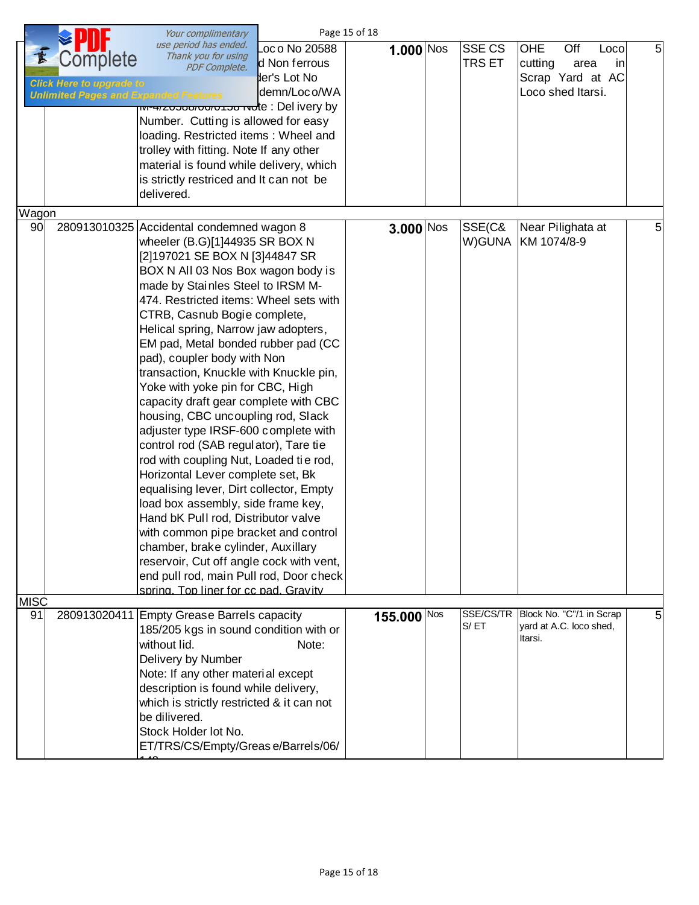| | | | | | | | |
|---|---|---|---|---|---|---|---|
| | | Loco No 20588 d Non ferrous der's Lot No demn/Loco/WA M-4/20588/00/0158 Note : Delivery by Number. Cutting is allowed for easy loading. Restricted items : Wheel and trolley with fitting. Note If any other material is found while delivery, which is strictly restriced and It can not be delivered. | **1.000** | Nos | SSE CS TRS ET | OHE Off Loco cutting area in Scrap Yard at AC Loco shed Itarsi. | 5 |
| Wagon | | | | | | | |
| 90 | 280913010325 | Accidental condemned wagon 8 wheeler (B.G)[1]44935 SR BOX N [2]197021 SE BOX N [3]44847 SR BOX N All 03 Nos Box wagon body is made by Stainles Steel to IRSM M-474. Restricted items: Wheel sets with CTRB, Casnub Bogie complete, Helical spring, Narrow jaw adopters, EM pad, Metal bonded rubber pad (CC pad), coupler body with Non transaction, Knuckle with Knuckle pin, Yoke with yoke pin for CBC, High capacity draft gear complete with CBC housing, CBC uncoupling rod, Slack adjuster type IRSF-600 complete with control rod (SAB regulator), Tare tie rod with coupling Nut, Loaded tie rod, Horizontal Lever complete set, Bk equalising lever, Dirt collector, Empty load box assembly, side frame key, Hand bK Pull rod, Distributor valve with common pipe bracket and control chamber, brake cylinder, Auxillary reservoir, Cut off angle cock with vent, end pull rod, main Pull rod, Door check spring, Top liner for cc pad, Gravity | **3.000** | Nos | SSE(C& W)GUNA | Near Pilighata at KM 1074/8-9 | 5 |
| MISC | | | | | | | |
| 91 | 280913020411 | Empty Grease Barrels capacity 185/205 kgs in sound condition with or without lid. Note: Delivery by Number Note: If any other material except description is found while delivery, which is strictly restricted & it can not be dilivered. Stock Holder lot No. ET/TRS/CS/Empty/Grease/Barrels/06/ 148 | **155.000** | Nos | SSE/CS/TRS/ ET | Block No. "C"/1 in Scrap yard at A.C. loco shed, Itarsi. | 5 |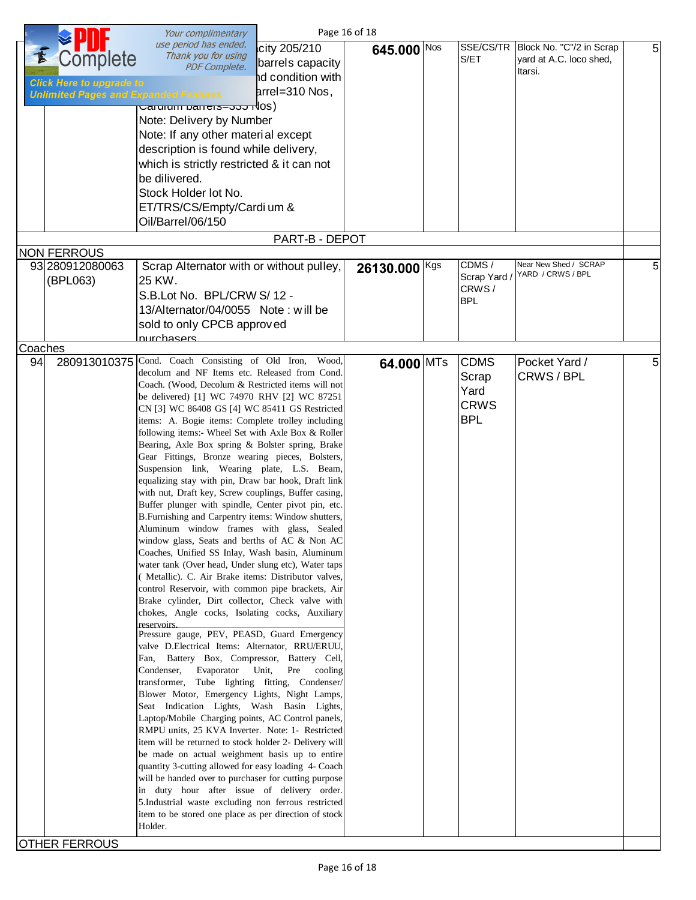| | | | | | | | |
|---|---|---|---|---|---|---|---|
| | | ...city 205/210 barrels capacity ...nd condition with ...arrel=310 Nos, Cardium barrels=335 Nos) Note: Delivery by Number Note: If any other material except description is found while delivery, which is strictly restricted & it can not be dilivered. Stock Holder lot No. ET/TRS/CS/Empty/Cardi um & Oil/Barrel/06/150 | 645.000 | Nos | SSE/CS/TR S/ET | Block No. "C"/2 in Scrap yard at A.C. loco shed, Itarsi. | 5 |
| | | PART-B - DEPOT | | | | | |
| NON FERROUS | | | | | | | |
| 93 | 280912080063 (BPL063) | Scrap Alternator with or without pulley, 25 KW. S.B.Lot No. BPL/CRW S/ 12 - 13/Alternator/04/0055 Note : will be sold to only CPCB approved purchasers | 26130.000 | Kgs | CDMS / Scrap Yard / CRWS / BPL | Near New Shed / SCRAP YARD / CRWS / BPL | 5 |
| Coaches | | | | | | | |
| 94 | 280913010375 | Cond. Coach Consisting of Old Iron, Wood, decolum and NF Items etc. Released from Cond. Coach. (Wood, Decolum & Restricted items will not be delivered) [1] WC 74970 RHV [2] WC 87251 CN [3] WC 86408 GS [4] WC 85411 GS Restricted items: A. Bogie items: Complete trolley including following items:- Wheel Set with Axle Box & Roller Bearing, Axle Box spring & Bolster spring, Brake Gear Fittings, Bronze wearing pieces, Bolsters, Suspension link, Wearing plate, L.S. Beam, equalizing stay with pin, Draw bar hook, Draft link with nut, Draft key, Screw couplings, Buffer casing, Buffer plunger with spindle, Center pivot pin, etc. B.Furnishing and Carpentry items: Window shutters, Aluminum window frames with glass, Sealed window glass, Seats and berths of AC & Non AC Coaches, Unified SS Inlay, Wash basin, Aluminum water tank (Over head, Under slung etc), Water taps ( Metallic). C. Air Brake items: Distributor valves, control Reservoir, with common pipe brackets, Air Brake cylinder, Dirt collector, Check valve with chokes, Angle cocks, Isolating cocks, Auxiliary reservoirs. Pressure gauge, PEV, PEASD, Guard Emergency valve D.Electrical Items: Alternator, RRU/ERUU, Fan, Battery Box, Compressor, Battery Cell, Condenser, Evaporator Unit, Pre cooling transformer, Tube lighting fitting, Condenser/ Blower Motor, Emergency Lights, Night Lamps, Seat Indication Lights, Wash Basin Lights, Laptop/Mobile Charging points, AC Control panels, RMPU units, 25 KVA Inverter. Note: 1- Restricted item will be returned to stock holder 2- Delivery will be made on actual weighment basis up to entire quantity 3-cutting allowed for easy loading 4- Coach will be handed over to purchaser for cutting purpose in duty hour after issue of delivery order. 5.Industrial waste excluding non ferrous restricted item to be stored one place as per direction of stock Holder. | 64.000 | MTs | CDMS Scrap Yard CRWS BPL | Pocket Yard / CRWS / BPL | 5 |
| OTHER FERROUS | | | | | | | |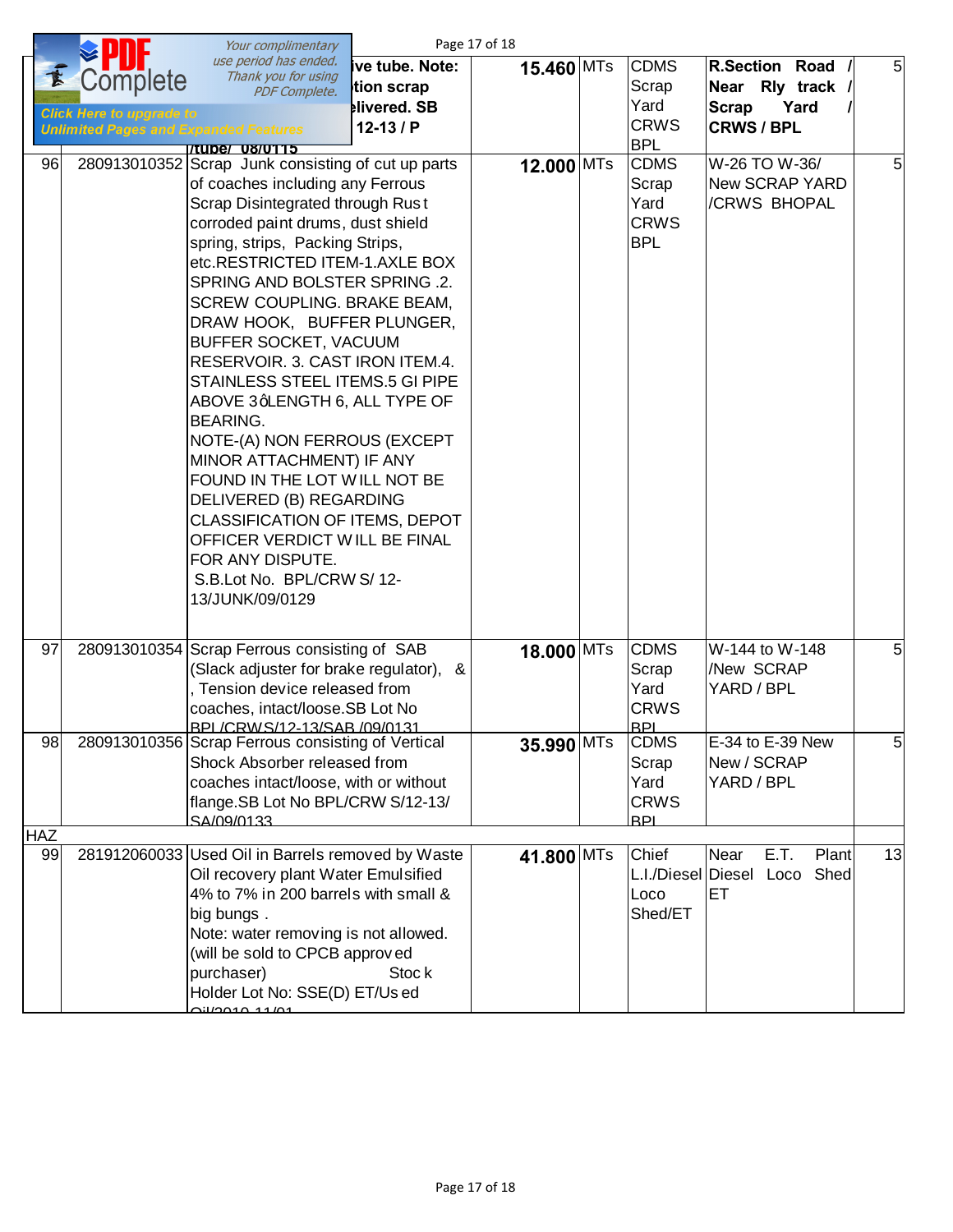| | | | | | | | |
|---|---|---|---|---|---|---|---|
| | | ...ive tube. Note: ...tion scrap ...livered. SB ...12-13 / P .../tube/ 08/0115 | 15.460 | MTs | CDMS Scrap Yard CRWS BPL | R.Section Road / Near Rly track / Scrap Yard / CRWS / BPL | 5 |
| 96 | 280913010352 | Scrap Junk consisting of cut up parts of coaches including any Ferrous Scrap Disintegrated through Rust corroded paint drums, dust shield spring, strips, Packing Strips, etc.RESTRICTED ITEM-1.AXLE BOX SPRING AND BOLSTER SPRING .2. SCREW COUPLING. BRAKE BEAM, DRAW HOOK, BUFFER PLUNGER, BUFFER SOCKET, VACUUM RESERVOIR. 3. CAST IRON ITEM.4. STAINLESS STEEL ITEMS.5 GI PIPE ABOVE 3ôLENGTH 6, ALL TYPE OF BEARING. NOTE-(A) NON FERROUS (EXCEPT MINOR ATTACHMENT) IF ANY FOUND IN THE LOT WILL NOT BE DELIVERED (B) REGARDING CLASSIFICATION OF ITEMS, DEPOT OFFICER VERDICT WILL BE FINAL FOR ANY DISPUTE. S.B.Lot No. BPL/CRW S/ 12-13/JUNK/09/0129 | 12.000 | MTs | CDMS Scrap Yard CRWS BPL | W-26 TO W-36/ New SCRAP YARD /CRWS BHOPAL | 5 |
| 97 | 280913010354 | Scrap Ferrous consisting of SAB (Slack adjuster for brake regulator), & , Tension device released from coaches, intact/loose.SB Lot No BPL/CRWS/12-13/SAB /09/0131 | 18.000 | MTs | CDMS Scrap Yard CRWS BPL | W-144 to W-148 /New SCRAP YARD / BPL | 5 |
| 98 | 280913010356 | Scrap Ferrous consisting of Vertical Shock Absorber released from coaches intact/loose, with or without flange.SB Lot No BPL/CRW S/12-13/ SA/09/0133 | 35.990 | MTs | CDMS Scrap Yard CRWS BPL | E-34 to E-39 New New / SCRAP YARD / BPL | 5 |
| HAZ | | | | | | | |
| 99 | 281912060033 | Used Oil in Barrels removed by Waste Oil recovery plant Water Emulsified 4% to 7% in 200 barrels with small & big bungs . Note: water removing is not allowed. (will be sold to CPCB approved purchaser) Stock Holder Lot No: SSE(D) ET/Used Oil/2010-11/01 | 41.800 | MTs | Chief L.I./Diesel Loco Shed/ET | Near E.T. Plant Diesel Loco Shed ET | 13 |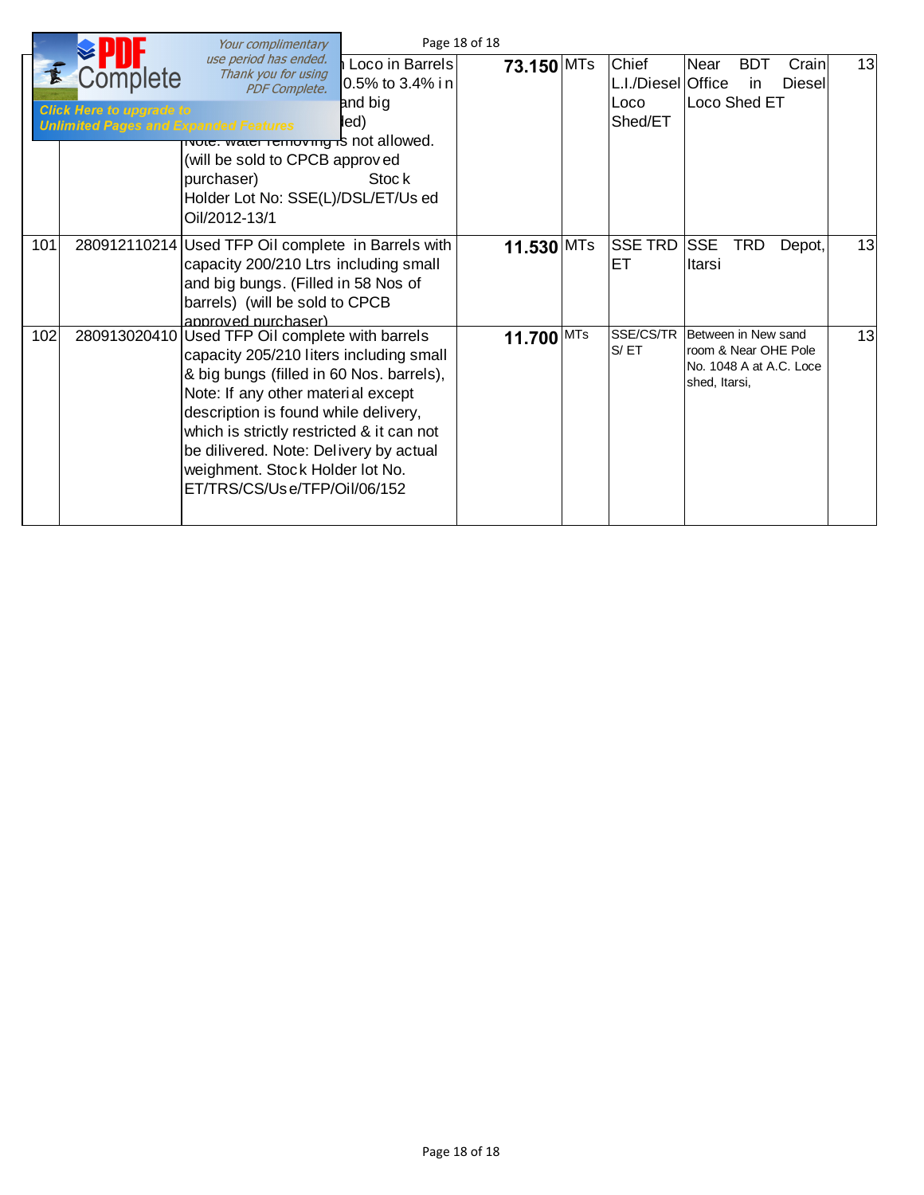| | | | | | | | |
|---|---|---|---|---|---|---|---|
| | | Loco in Barrels 0.5% to 3.4% in and big led) Note: water removing is not allowed. (will be sold to CPCB approved purchaser) Stock Holder Lot No: SSE(L)/DSL/ET/Used Oil/2012-13/1 | 73.150 | MTs | Chief L.I./Diesel Loco Shed/ET | Near BDT Crain Office in Diesel Loco Shed ET | 13 |
| 101 | 280912110214 | Used TFP Oil complete in Barrels with capacity 200/210 Ltrs including small and big bungs. (Filled in 58 Nos of barrels) (will be sold to CPCB approved purchaser) | 11.530 | MTs | SSE TRD ET | SSE TRD Depot, Itarsi | 13 |
| 102 | 280913020410 | Used TFP Oil complete with barrels capacity 205/210 liters including small & big bungs (filled in 60 Nos. barrels), Note: If any other material except description is found while delivery, which is strictly restricted & it can not be dilivered. Note: Delivery by actual weighment. Stock Holder lot No. ET/TRS/CS/Use/TFP/Oil/06/152 | 11.700 | MTs | SSE/CS/TRS/ ET | Between in New sand room & Near OHE Pole No. 1048 A at A.C. Loce shed, Itarsi, | 13 |